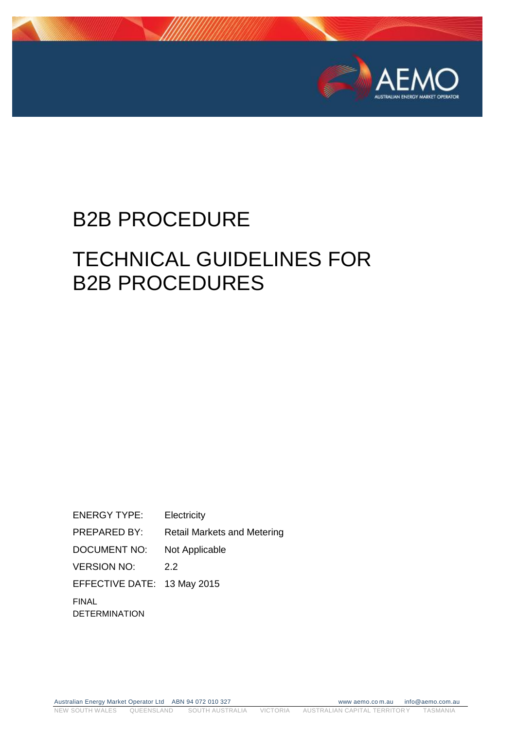# B2B PROCEDURE

# TECHNICAL GUIDELINES FOR B2B PROCEDURES

| | |
|---|---|
| ENERGY TYPE: | Electricity |
| PREPARED BY: | Retail Markets and Metering |
| DOCUMENT NO: | Not Applicable |
| VERSION NO: | 2.2 |
| EFFECTIVE DATE: | 13 May 2015 |

FINAL DETERMINATION

Australian Energy Market Operator Ltd ABN 94 072 010 327 www.aemo.com.au info@aemo.com.au

NEW SOUTH WALES QUEENSLAND SOUTH AUSTRALIA VICTORIA AUSTRALIAN CAPITAL TERRITORY TASMANIA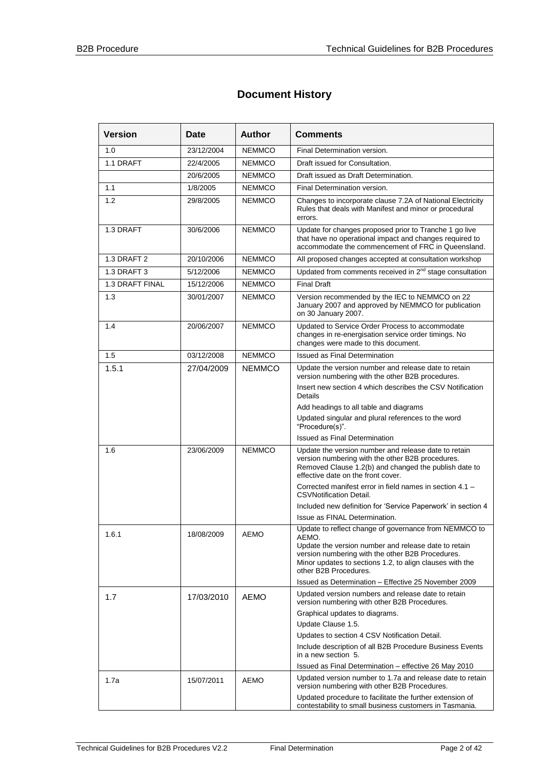# Document History

| Version | Date | Author | Comments |
|---|---|---|---|
| 1.0 | 23/12/2004 | NEMMCO | Final Determination version. |
| 1.1 DRAFT | 22/4/2005 | NEMMCO | Draft issued for Consultation. |
| | 20/6/2005 | NEMMCO | Draft issued as Draft Determination. |
| 1.1 | 1/8/2005 | NEMMCO | Final Determination version. |
| 1.2 | 29/8/2005 | NEMMCO | Changes to incorporate clause 7.2A of National Electricity Rules that deals with Manifest and minor or procedural errors. |
| 1.3 DRAFT | 30/6/2006 | NEMMCO | Update for changes proposed prior to Tranche 1 go live that have no operational impact and changes required to accommodate the commencement of FRC in Queensland. |
| 1.3 DRAFT 2 | 20/10/2006 | NEMMCO | All proposed changes accepted at consultation workshop |
| 1.3 DRAFT 3 | 5/12/2006 | NEMMCO | Updated from comments received in 2nd stage consultation |
| 1.3 DRAFT FINAL | 15/12/2006 | NEMMCO | Final Draft |
| 1.3 | 30/01/2007 | NEMMCO | Version recommended by the IEC to NEMMCO on 22 January 2007 and approved by NEMMCO for publication on 30 January 2007. |
| 1.4 | 20/06/2007 | NEMMCO | Updated to Service Order Process to accommodate changes in re-energisation service order timings. No changes were made to this document. |
| 1.5 | 03/12/2008 | NEMMCO | Issued as Final Determination |
| 1.5.1 | 27/04/2009 | NEMMCO | Update the version number and release date to retain version numbering with the other B2B procedures.<br>Insert new section 4 which describes the CSV Notification Details<br>Add headings to all table and diagrams<br>Updated singular and plural references to the word "Procedure(s)".<br>Issued as Final Determination |
| 1.6 | 23/06/2009 | NEMMCO | Update the version number and release date to retain version numbering with the other B2B procedures. Removed Clause 1.2(b) and changed the publish date to effective date on the front cover.<br>Corrected manifest error in field names in section 4.1 – CSVNotification Detail.<br>Included new definition for 'Service Paperwork' in section 4<br>Issue as FINAL Determination. |
| 1.6.1 | 18/08/2009 | AEMO | Update to reflect change of governance from NEMMCO to AEMO.<br>Update the version number and release date to retain version numbering with the other B2B Procedures.<br>Minor updates to sections 1.2, to align clauses with the other B2B Procedures.<br>Issued as Determination – Effective 25 November 2009 |
| 1.7 | 17/03/2010 | AEMO | Updated version numbers and release date to retain version numbering with other B2B Procedures.<br>Graphical updates to diagrams.<br>Update Clause 1.5.<br>Updates to section 4 CSV Notification Detail.<br>Include description of all B2B Procedure Business Events in a new section 5.<br>Issued as Final Determination – effective 26 May 2010 |
| 1.7a | 15/07/2011 | AEMO | Updated version number to 1.7a and release date to retain version numbering with other B2B Procedures.<br>Updated procedure to facilitate the further extension of contestability to small business customers in Tasmania. |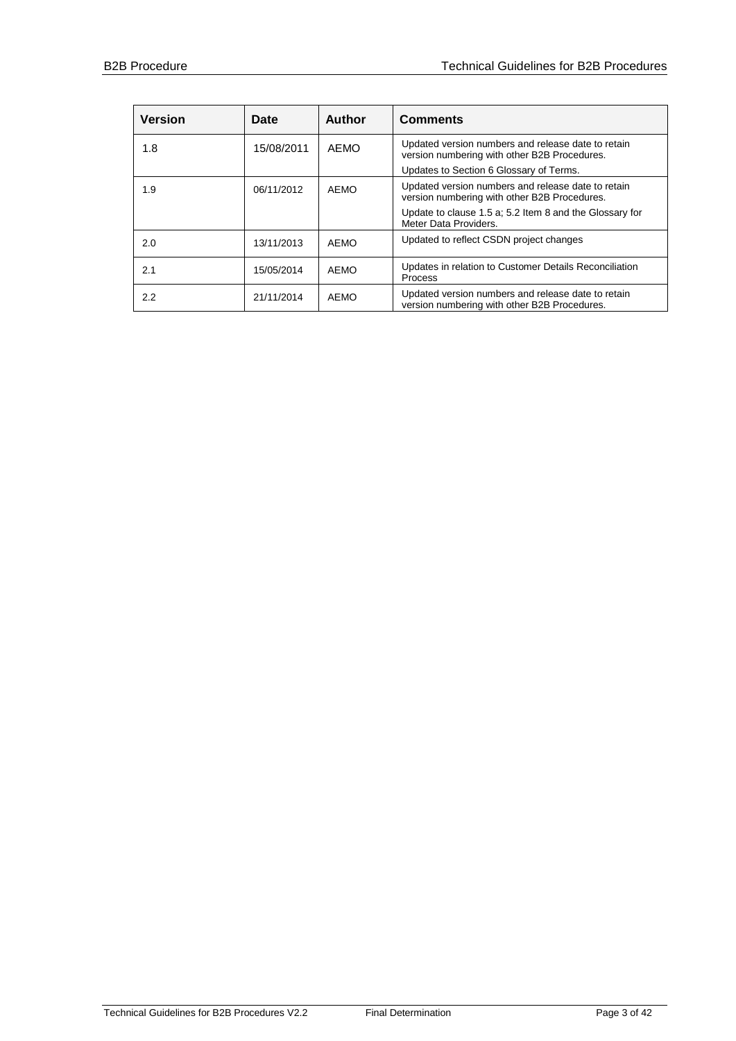| Version | Date | Author | Comments |
|---|---|---|---|
| 1.8 | 15/08/2011 | AEMO | Updated version numbers and release date to retain version numbering with other B2B Procedures.<br>Updates to Section 6 Glossary of Terms. |
| 1.9 | 06/11/2012 | AEMO | Updated version numbers and release date to retain version numbering with other B2B Procedures.<br>Update to clause 1.5 a; 5.2 Item 8 and the Glossary for Meter Data Providers. |
| 2.0 | 13/11/2013 | AEMO | Updated to reflect CSDN project changes |
| 2.1 | 15/05/2014 | AEMO | Updates in relation to Customer Details Reconciliation Process |
| 2.2 | 21/11/2014 | AEMO | Updated version numbers and release date to retain version numbering with other B2B Procedures. |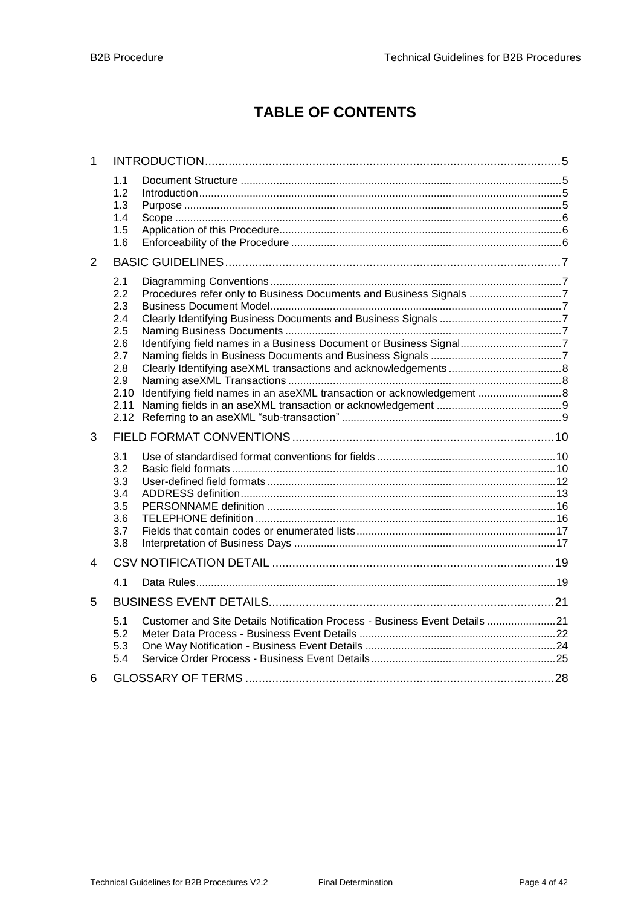# TABLE OF CONTENTS

1 INTRODUCTION ... 5
- 1.1 Document Structure ... 5
- 1.2 Introduction ... 5
- 1.3 Purpose ... 5
- 1.4 Scope ... 6
- 1.5 Application of this Procedure ... 6
- 1.6 Enforceability of the Procedure ... 6

2 BASIC GUIDELINES ... 7
- 2.1 Diagramming Conventions ... 7
- 2.2 Procedures refer only to Business Documents and Business Signals ... 7
- 2.3 Business Document Model ... 7
- 2.4 Clearly Identifying Business Documents and Business Signals ... 7
- 2.5 Naming Business Documents ... 7
- 2.6 Identifying field names in a Business Document or Business Signal ... 7
- 2.7 Naming fields in Business Documents and Business Signals ... 7
- 2.8 Clearly Identifying aseXML transactions and acknowledgements ... 8
- 2.9 Naming aseXML Transactions ... 8
- 2.10 Identifying field names in an aseXML transaction or acknowledgement ... 8
- 2.11 Naming fields in an aseXML transaction or acknowledgement ... 9
- 2.12 Referring to an aseXML "sub-transaction" ... 9

3 FIELD FORMAT CONVENTIONS ... 10
- 3.1 Use of standardised format conventions for fields ... 10
- 3.2 Basic field formats ... 10
- 3.3 User-defined field formats ... 12
- 3.4 ADDRESS definition ... 13
- 3.5 PERSONNAME definition ... 16
- 3.6 TELEPHONE definition ... 16
- 3.7 Fields that contain codes or enumerated lists ... 17
- 3.8 Interpretation of Business Days ... 17

4 CSV NOTIFICATION DETAIL ... 19
- 4.1 Data Rules ... 19

5 BUSINESS EVENT DETAILS ... 21
- 5.1 Customer and Site Details Notification Process - Business Event Details ... 21
- 5.2 Meter Data Process - Business Event Details ... 22
- 5.3 One Way Notification - Business Event Details ... 24
- 5.4 Service Order Process - Business Event Details ... 25

6 GLOSSARY OF TERMS ... 28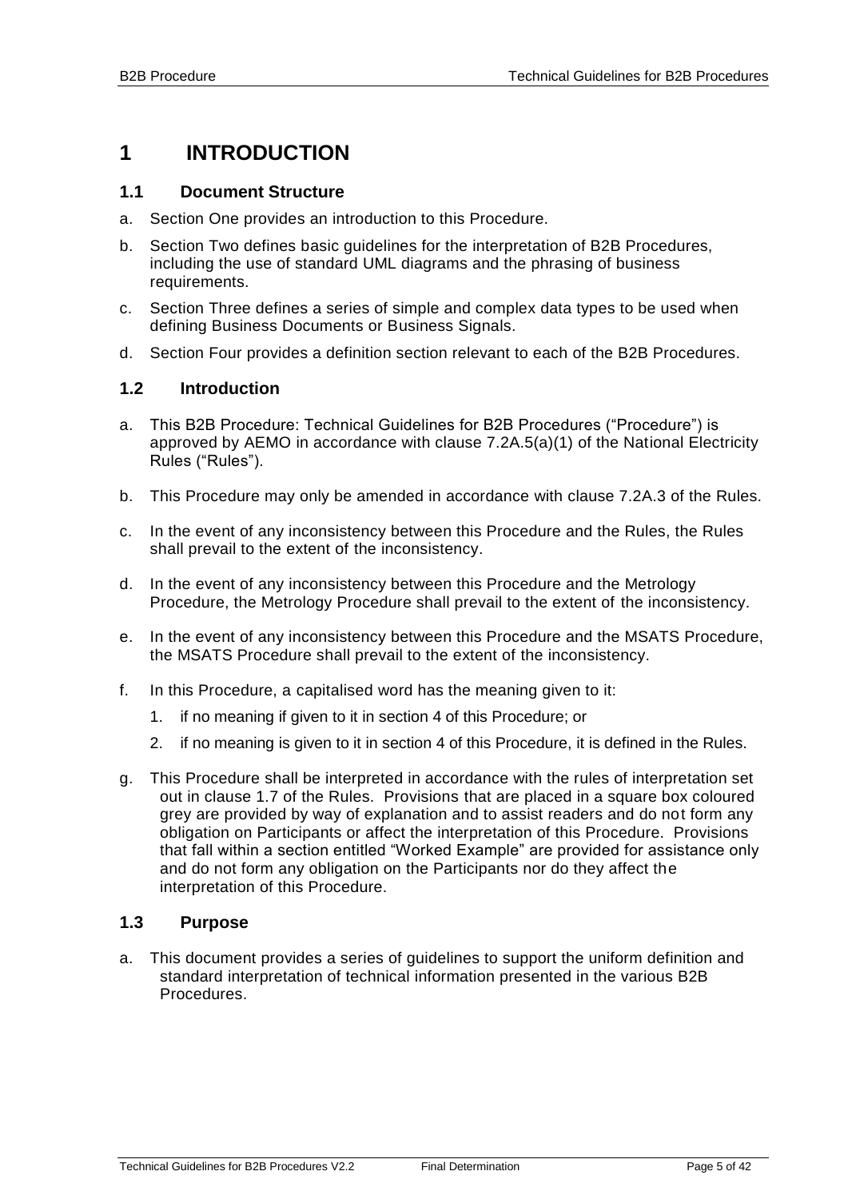# 1 INTRODUCTION

## 1.1 Document Structure

a. Section One provides an introduction to this Procedure.

b. Section Two defines basic guidelines for the interpretation of B2B Procedures, including the use of standard UML diagrams and the phrasing of business requirements.

c. Section Three defines a series of simple and complex data types to be used when defining Business Documents or Business Signals.

d. Section Four provides a definition section relevant to each of the B2B Procedures.

## 1.2 Introduction

a. This B2B Procedure: Technical Guidelines for B2B Procedures ("Procedure") is approved by AEMO in accordance with clause 7.2A.5(a)(1) of the National Electricity Rules ("Rules").

b. This Procedure may only be amended in accordance with clause 7.2A.3 of the Rules.

c. In the event of any inconsistency between this Procedure and the Rules, the Rules shall prevail to the extent of the inconsistency.

d. In the event of any inconsistency between this Procedure and the Metrology Procedure, the Metrology Procedure shall prevail to the extent of the inconsistency.

e. In the event of any inconsistency between this Procedure and the MSATS Procedure, the MSATS Procedure shall prevail to the extent of the inconsistency.

f. In this Procedure, a capitalised word has the meaning given to it:

   1. if no meaning if given to it in section 4 of this Procedure; or

   2. if no meaning is given to it in section 4 of this Procedure, it is defined in the Rules.

g. This Procedure shall be interpreted in accordance with the rules of interpretation set out in clause 1.7 of the Rules. Provisions that are placed in a square box coloured grey are provided by way of explanation and to assist readers and do not form any obligation on Participants or affect the interpretation of this Procedure. Provisions that fall within a section entitled "Worked Example" are provided for assistance only and do not form any obligation on the Participants nor do they affect the interpretation of this Procedure.

## 1.3 Purpose

a. This document provides a series of guidelines to support the uniform definition and standard interpretation of technical information presented in the various B2B Procedures.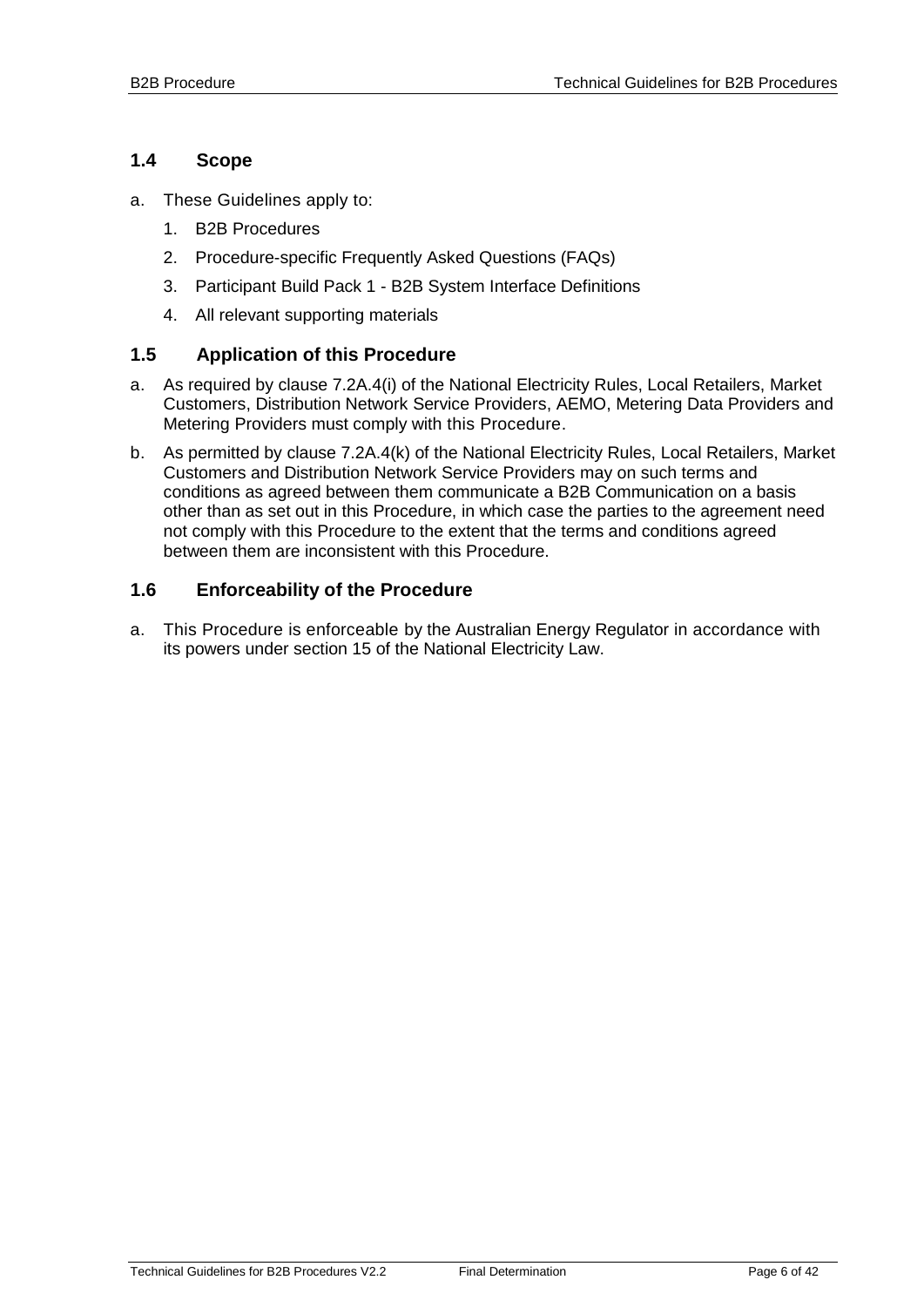## 1.4 Scope

a. These Guidelines apply to:

   1. B2B Procedures
   2. Procedure-specific Frequently Asked Questions (FAQs)
   3. Participant Build Pack 1 - B2B System Interface Definitions
   4. All relevant supporting materials

## 1.5 Application of this Procedure

a. As required by clause 7.2A.4(i) of the National Electricity Rules, Local Retailers, Market Customers, Distribution Network Service Providers, AEMO, Metering Data Providers and Metering Providers must comply with this Procedure.

b. As permitted by clause 7.2A.4(k) of the National Electricity Rules, Local Retailers, Market Customers and Distribution Network Service Providers may on such terms and conditions as agreed between them communicate a B2B Communication on a basis other than as set out in this Procedure, in which case the parties to the agreement need not comply with this Procedure to the extent that the terms and conditions agreed between them are inconsistent with this Procedure.

## 1.6 Enforceability of the Procedure

a. This Procedure is enforceable by the Australian Energy Regulator in accordance with its powers under section 15 of the National Electricity Law.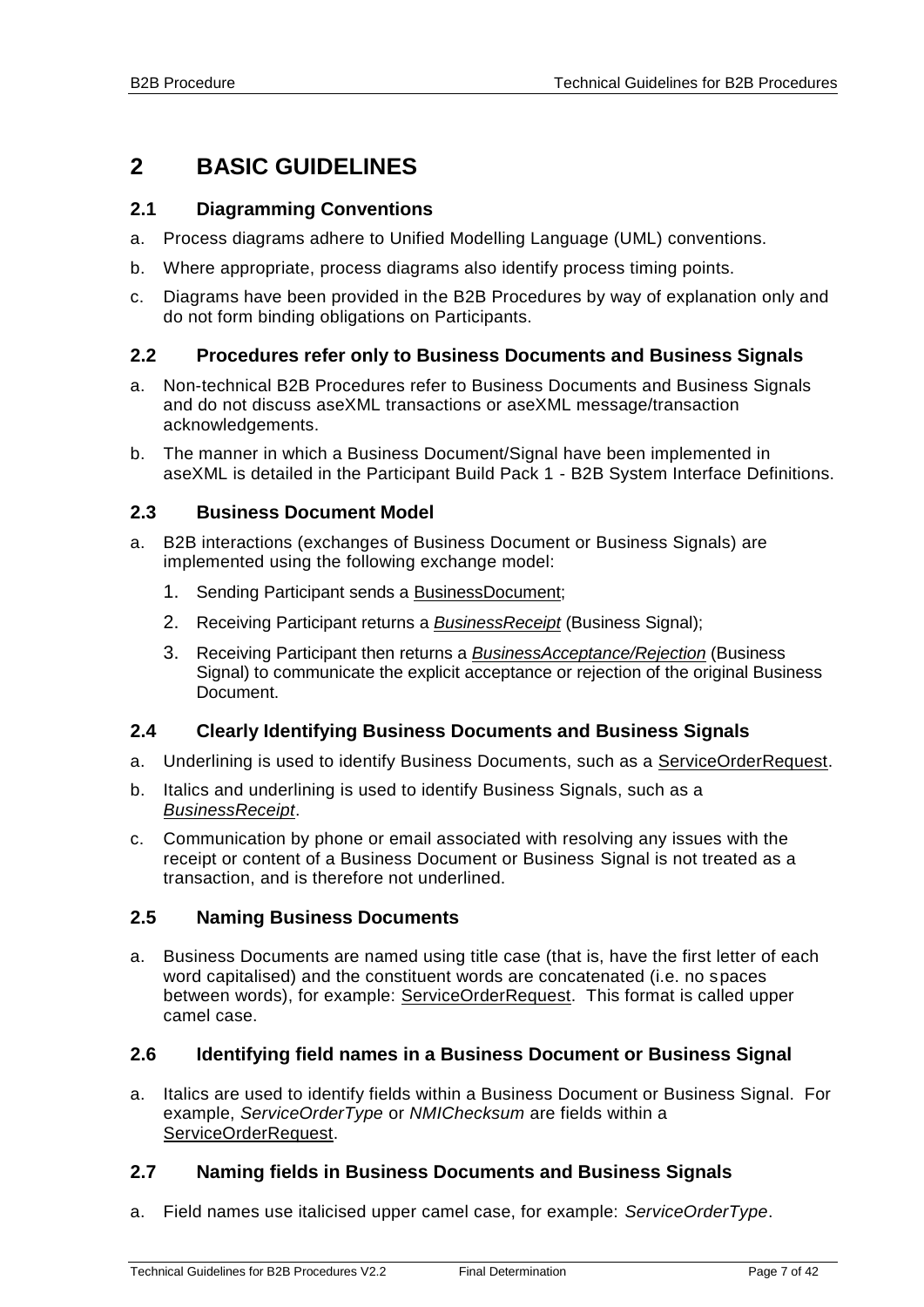# 2 BASIC GUIDELINES

## 2.1 Diagramming Conventions

a. Process diagrams adhere to Unified Modelling Language (UML) conventions.

b. Where appropriate, process diagrams also identify process timing points.

c. Diagrams have been provided in the B2B Procedures by way of explanation only and do not form binding obligations on Participants.

## 2.2 Procedures refer only to Business Documents and Business Signals

a. Non-technical B2B Procedures refer to Business Documents and Business Signals and do not discuss aseXML transactions or aseXML message/transaction acknowledgements.

b. The manner in which a Business Document/Signal have been implemented in aseXML is detailed in the Participant Build Pack 1 - B2B System Interface Definitions.

## 2.3 Business Document Model

a. B2B interactions (exchanges of Business Document or Business Signals) are implemented using the following exchange model:

   1. Sending Participant sends a <u>BusinessDocument</u>;
   2. Receiving Participant returns a <u>*BusinessReceipt*</u> (Business Signal);
   3. Receiving Participant then returns a <u>*BusinessAcceptance/Rejection*</u> (Business Signal) to communicate the explicit acceptance or rejection of the original Business Document.

## 2.4 Clearly Identifying Business Documents and Business Signals

a. Underlining is used to identify Business Documents, such as a <u>ServiceOrderRequest</u>.

b. Italics and underlining is used to identify Business Signals, such as a <u>*BusinessReceipt*</u>.

c. Communication by phone or email associated with resolving any issues with the receipt or content of a Business Document or Business Signal is not treated as a transaction, and is therefore not underlined.

## 2.5 Naming Business Documents

a. Business Documents are named using title case (that is, have the first letter of each word capitalised) and the constituent words are concatenated (i.e. no spaces between words), for example: <u>ServiceOrderRequest</u>. This format is called upper camel case.

## 2.6 Identifying field names in a Business Document or Business Signal

a. Italics are used to identify fields within a Business Document or Business Signal. For example, *ServiceOrderType* or *NMIChecksum* are fields within a <u>ServiceOrderRequest</u>.

## 2.7 Naming fields in Business Documents and Business Signals

a. Field names use italicised upper camel case, for example: *ServiceOrderType*.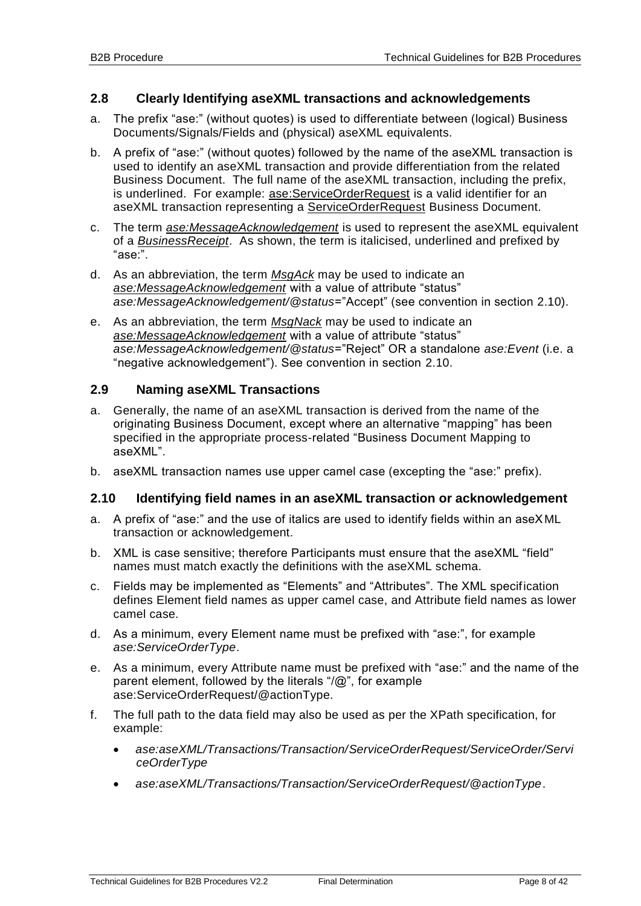## 2.8 Clearly Identifying aseXML transactions and acknowledgements

a. The prefix "ase:" (without quotes) is used to differentiate between (logical) Business Documents/Signals/Fields and (physical) aseXML equivalents.

b. A prefix of "ase:" (without quotes) followed by the name of the aseXML transaction is used to identify an aseXML transaction and provide differentiation from the related Business Document. The full name of the aseXML transaction, including the prefix, is underlined. For example: <u>ase:ServiceOrderRequest</u> is a valid identifier for an aseXML transaction representing a <u>ServiceOrderRequest</u> Business Document.

c. The term *<u>ase:MessageAcknowledgement</u>* is used to represent the aseXML equivalent of a *<u>BusinessReceipt</u>*. As shown, the term is italicised, underlined and prefixed by "ase:".

d. As an abbreviation, the term *<u>MsgAck</u>* may be used to indicate an *<u>ase:MessageAcknowledgement</u>* with a value of attribute "status" *ase:MessageAcknowledgement/@status*="Accept" (see convention in section 2.10).

e. As an abbreviation, the term *<u>MsgNack</u>* may be used to indicate an *<u>ase:MessageAcknowledgement</u>* with a value of attribute "status" *ase:MessageAcknowledgement/@status*="Reject" OR a standalone *ase:Event* (i.e. a "negative acknowledgement"). See convention in section 2.10.

## 2.9 Naming aseXML Transactions

a. Generally, the name of an aseXML transaction is derived from the name of the originating Business Document, except where an alternative "mapping" has been specified in the appropriate process-related "Business Document Mapping to aseXML".

b. aseXML transaction names use upper camel case (excepting the "ase:" prefix).

## 2.10 Identifying field names in an aseXML transaction or acknowledgement

a. A prefix of "ase:" and the use of italics are used to identify fields within an aseXML transaction or acknowledgement.

b. XML is case sensitive; therefore Participants must ensure that the aseXML "field" names must match exactly the definitions with the aseXML schema.

c. Fields may be implemented as "Elements" and "Attributes". The XML specification defines Element field names as upper camel case, and Attribute field names as lower camel case.

d. As a minimum, every Element name must be prefixed with "ase:", for example *ase:ServiceOrderType*.

e. As a minimum, every Attribute name must be prefixed with "ase:" and the name of the parent element, followed by the literals "/@", for example ase:ServiceOrderRequest/@actionType.

f. The full path to the data field may also be used as per the XPath specification, for example:

- *ase:aseXML/Transactions/Transaction/ServiceOrderRequest/ServiceOrder/ServiceOrderType*
- *ase:aseXML/Transactions/Transaction/ServiceOrderRequest/@actionType*.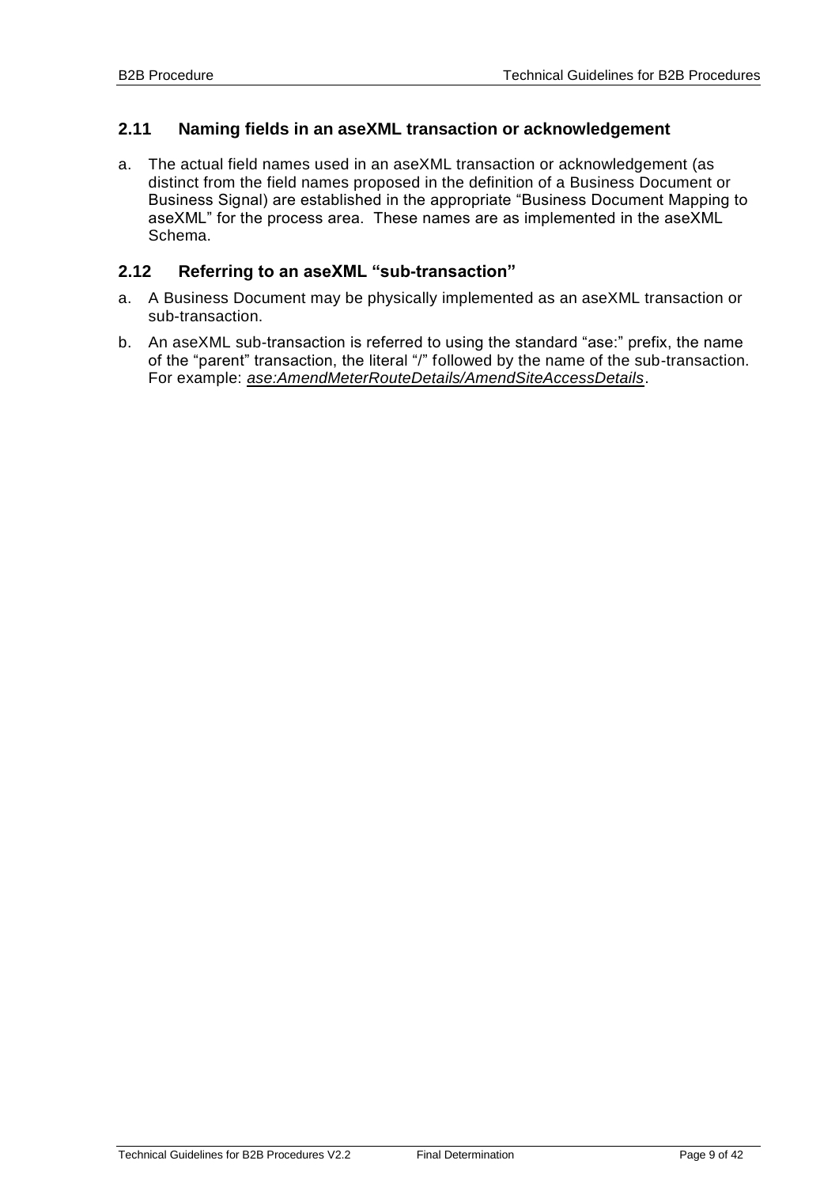## 2.11 Naming fields in an aseXML transaction or acknowledgement

a. The actual field names used in an aseXML transaction or acknowledgement (as distinct from the field names proposed in the definition of a Business Document or Business Signal) are established in the appropriate "Business Document Mapping to aseXML" for the process area. These names are as implemented in the aseXML Schema.

## 2.12 Referring to an aseXML "sub-transaction"

a. A Business Document may be physically implemented as an aseXML transaction or sub-transaction.

b. An aseXML sub-transaction is referred to using the standard "ase:" prefix, the name of the "parent" transaction, the literal "/" followed by the name of the sub-transaction. For example: *ase:AmendMeterRouteDetails/AmendSiteAccessDetails*.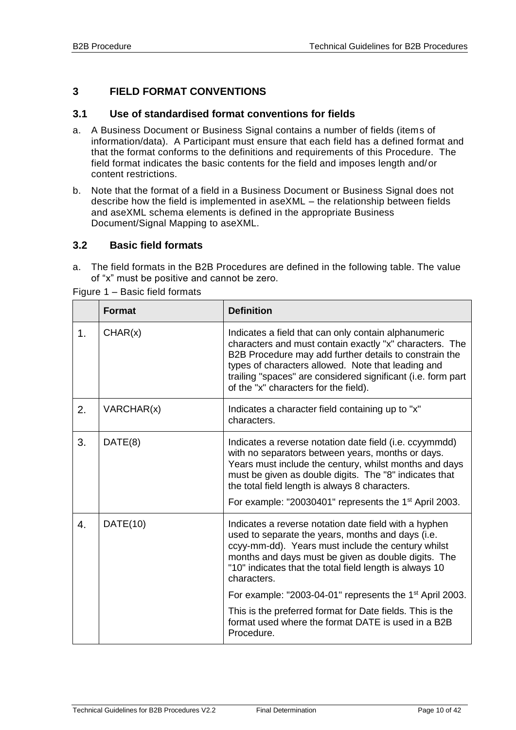# 3 FIELD FORMAT CONVENTIONS

## 3.1 Use of standardised format conventions for fields

a. A Business Document or Business Signal contains a number of fields (items of information/data). A Participant must ensure that each field has a defined format and that the format conforms to the definitions and requirements of this Procedure. The field format indicates the basic contents for the field and imposes length and/or content restrictions.

b. Note that the format of a field in a Business Document or Business Signal does not describe how the field is implemented in aseXML – the relationship between fields and aseXML schema elements is defined in the appropriate Business Document/Signal Mapping to aseXML.

## 3.2 Basic field formats

a. The field formats in the B2B Procedures are defined in the following table. The value of "x" must be positive and cannot be zero.

Figure 1 – Basic field formats

| | Format | Definition |
|---|---|---|
| 1. | CHAR(x) | Indicates a field that can only contain alphanumeric characters and must contain exactly "x" characters. The B2B Procedure may add further details to constrain the types of characters allowed. Note that leading and trailing "spaces" are considered significant (i.e. form part of the "x" characters for the field). |
| 2. | VARCHAR(x) | Indicates a character field containing up to "x" characters. |
| 3. | DATE(8) | Indicates a reverse notation date field (i.e. ccyymmdd) with no separators between years, months or days. Years must include the century, whilst months and days must be given as double digits. The "8" indicates that the total field length is always 8 characters.<br><br>For example: "20030401" represents the 1st April 2003. |
| 4. | DATE(10) | Indicates a reverse notation date field with a hyphen used to separate the years, months and days (i.e. ccyy-mm-dd). Years must include the century whilst months and days must be given as double digits. The "10" indicates that the total field length is always 10 characters.<br><br>For example: "2003-04-01" represents the 1st April 2003.<br><br>This is the preferred format for Date fields. This is the format used where the format DATE is used in a B2B Procedure. |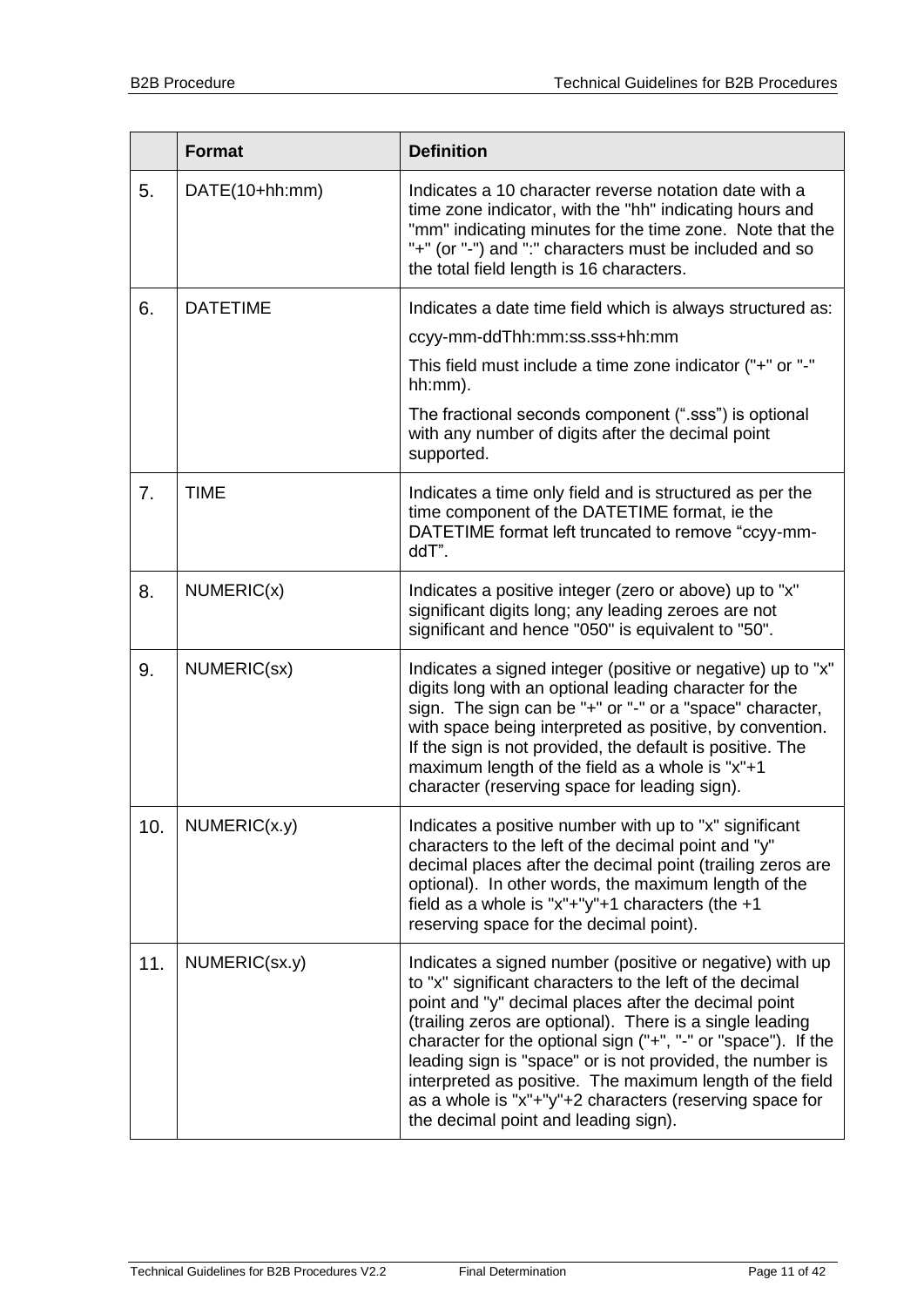|  | Format | Definition |
|---|---|---|
| 5. | DATE(10+hh:mm) | Indicates a 10 character reverse notation date with a time zone indicator, with the "hh" indicating hours and "mm" indicating minutes for the time zone. Note that the "+" (or "-") and ":" characters must be included and so the total field length is 16 characters. |
| 6. | DATETIME | Indicates a date time field which is always structured as: ccyy-mm-ddThh:mm:ss.sss+hh:mm<br>This field must include a time zone indicator ("+" or "-" hh:mm).<br>The fractional seconds component (".sss") is optional with any number of digits after the decimal point supported. |
| 7. | TIME | Indicates a time only field and is structured as per the time component of the DATETIME format, ie the DATETIME format left truncated to remove "ccyy-mm-ddT". |
| 8. | NUMERIC(x) | Indicates a positive integer (zero or above) up to "x" significant digits long; any leading zeroes are not significant and hence "050" is equivalent to "50". |
| 9. | NUMERIC(sx) | Indicates a signed integer (positive or negative) up to "x" digits long with an optional leading character for the sign. The sign can be "+" or "-" or a "space" character, with space being interpreted as positive, by convention. If the sign is not provided, the default is positive. The maximum length of the field as a whole is "x"+1 character (reserving space for leading sign). |
| 10. | NUMERIC(x.y) | Indicates a positive number with up to "x" significant characters to the left of the decimal point and "y" decimal places after the decimal point (trailing zeros are optional). In other words, the maximum length of the field as a whole is "x"+"y"+1 characters (the +1 reserving space for the decimal point). |
| 11. | NUMERIC(sx.y) | Indicates a signed number (positive or negative) with up to "x" significant characters to the left of the decimal point and "y" decimal places after the decimal point (trailing zeros are optional). There is a single leading character for the optional sign ("+", "-" or "space"). If the leading sign is "space" or is not provided, the number is interpreted as positive. The maximum length of the field as a whole is "x"+"y"+2 characters (reserving space for the decimal point and leading sign). |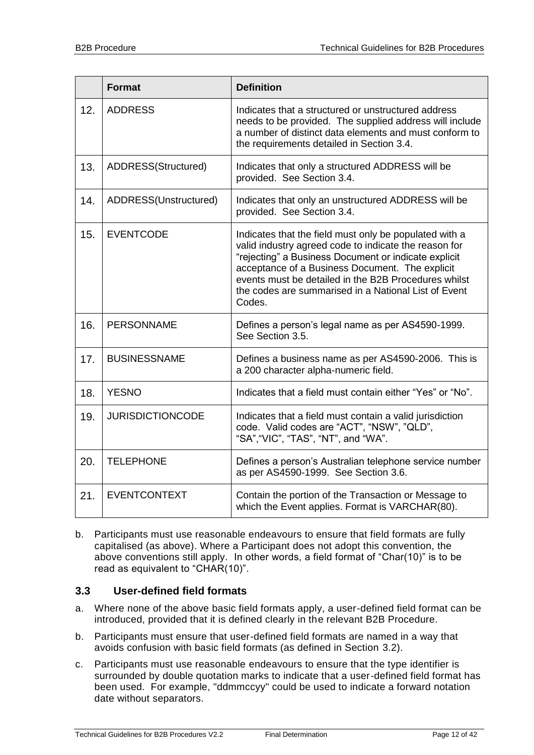|  | Format | Definition |
|---|---|---|
| 12. | ADDRESS | Indicates that a structured or unstructured address needs to be provided. The supplied address will include a number of distinct data elements and must conform to the requirements detailed in Section 3.4. |
| 13. | ADDRESS(Structured) | Indicates that only a structured ADDRESS will be provided. See Section 3.4. |
| 14. | ADDRESS(Unstructured) | Indicates that only an unstructured ADDRESS will be provided. See Section 3.4. |
| 15. | EVENTCODE | Indicates that the field must only be populated with a valid industry agreed code to indicate the reason for “rejecting” a Business Document or indicate explicit acceptance of a Business Document. The explicit events must be detailed in the B2B Procedures whilst the codes are summarised in a National List of Event Codes. |
| 16. | PERSONNAME | Defines a person’s legal name as per AS4590-1999. See Section 3.5. |
| 17. | BUSINESSNAME | Defines a business name as per AS4590-2006. This is a 200 character alpha-numeric field. |
| 18. | YESNO | Indicates that a field must contain either “Yes” or “No”. |
| 19. | JURISDICTIONCODE | Indicates that a field must contain a valid jurisdiction code. Valid codes are “ACT”, “NSW”, ”QLD”, “SA”,“VIC”, “TAS”, “NT”, and “WA”. |
| 20. | TELEPHONE | Defines a person’s Australian telephone service number as per AS4590-1999. See Section 3.6. |
| 21. | EVENTCONTEXT | Contain the portion of the Transaction or Message to which the Event applies. Format is VARCHAR(80). |

b. Participants must use reasonable endeavours to ensure that field formats are fully capitalised (as above). Where a Participant does not adopt this convention, the above conventions still apply. In other words, a field format of “Char(10)” is to be read as equivalent to “CHAR(10)”.

### 3.3 User-defined field formats

a. Where none of the above basic field formats apply, a user-defined field format can be introduced, provided that it is defined clearly in the relevant B2B Procedure.

b. Participants must ensure that user-defined field formats are named in a way that avoids confusion with basic field formats (as defined in Section 3.2).

c. Participants must use reasonable endeavours to ensure that the type identifier is surrounded by double quotation marks to indicate that a user-defined field format has been used. For example, "ddmmccyy" could be used to indicate a forward notation date without separators.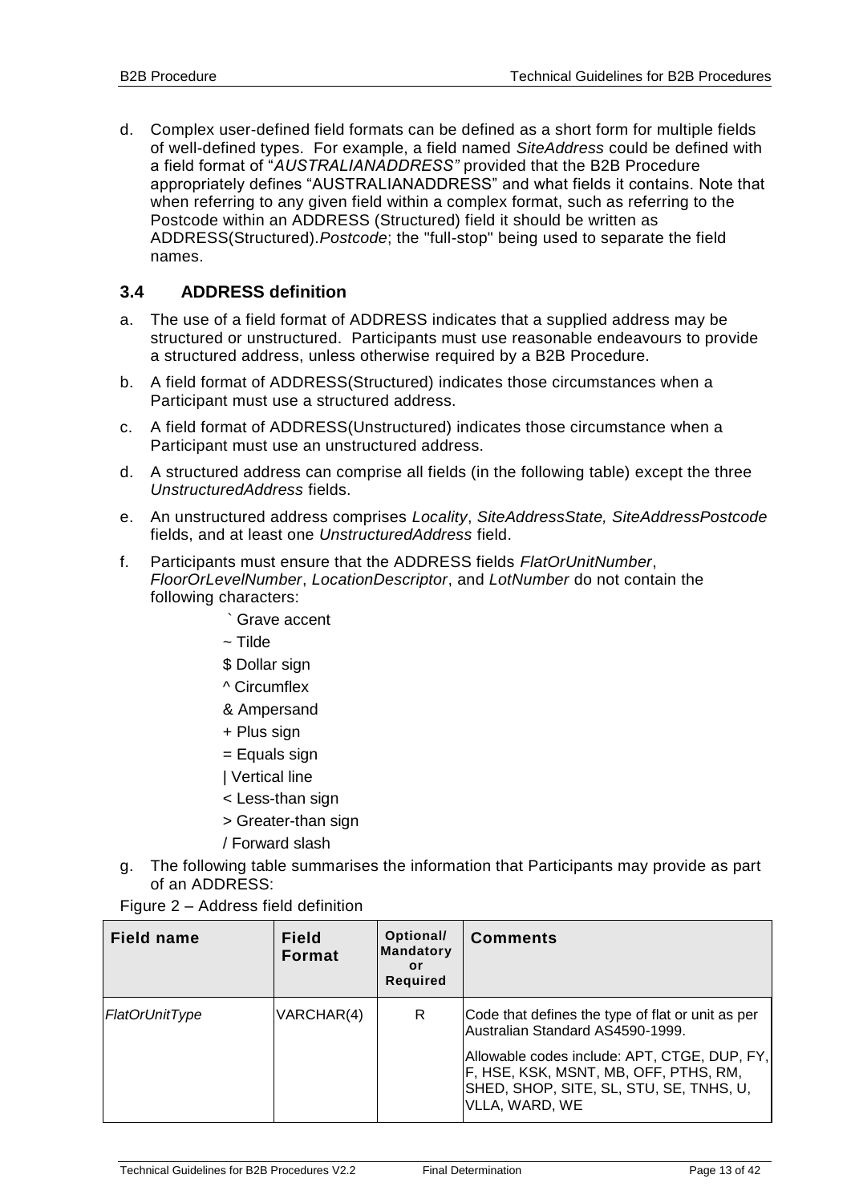d. Complex user-defined field formats can be defined as a short form for multiple fields of well-defined types. For example, a field named *SiteAddress* could be defined with a field format of "*AUSTRALIANADDRESS"* provided that the B2B Procedure appropriately defines "AUSTRALIANADDRESS" and what fields it contains. Note that when referring to any given field within a complex format, such as referring to the Postcode within an ADDRESS (Structured) field it should be written as ADDRESS(Structured).*Postcode*; the "full-stop" being used to separate the field names.

### 3.4 ADDRESS definition

a. The use of a field format of ADDRESS indicates that a supplied address may be structured or unstructured. Participants must use reasonable endeavours to provide a structured address, unless otherwise required by a B2B Procedure.

b. A field format of ADDRESS(Structured) indicates those circumstances when a Participant must use a structured address.

c. A field format of ADDRESS(Unstructured) indicates those circumstance when a Participant must use an unstructured address.

d. A structured address can comprise all fields (in the following table) except the three *UnstructuredAddress* fields.

e. An unstructured address comprises *Locality*, *SiteAddressState, SiteAddressPostcode* fields, and at least one *UnstructuredAddress* field.

f. Participants must ensure that the ADDRESS fields *FlatOrUnitNumber*, *FloorOrLevelNumber*, *LocationDescriptor*, and *LotNumber* do not contain the following characters:

    ` Grave accent
    ~ Tilde
    $ Dollar sign
    ^ Circumflex
    & Ampersand
    + Plus sign
    = Equals sign
    | Vertical line
    < Less-than sign
    > Greater-than sign
    / Forward slash

g. The following table summarises the information that Participants may provide as part of an ADDRESS:

Figure 2 – Address field definition

| Field name | Field Format | Optional/ Mandatory or Required | Comments |
|---|---|---|---|
| *FlatOrUnitType* | VARCHAR(4) | R | Code that defines the type of flat or unit as per Australian Standard AS4590-1999.<br><br>Allowable codes include: APT, CTGE, DUP, FY, F, HSE, KSK, MSNT, MB, OFF, PTHS, RM, SHED, SHOP, SITE, SL, STU, SE, TNHS, U, VLLA, WARD, WE |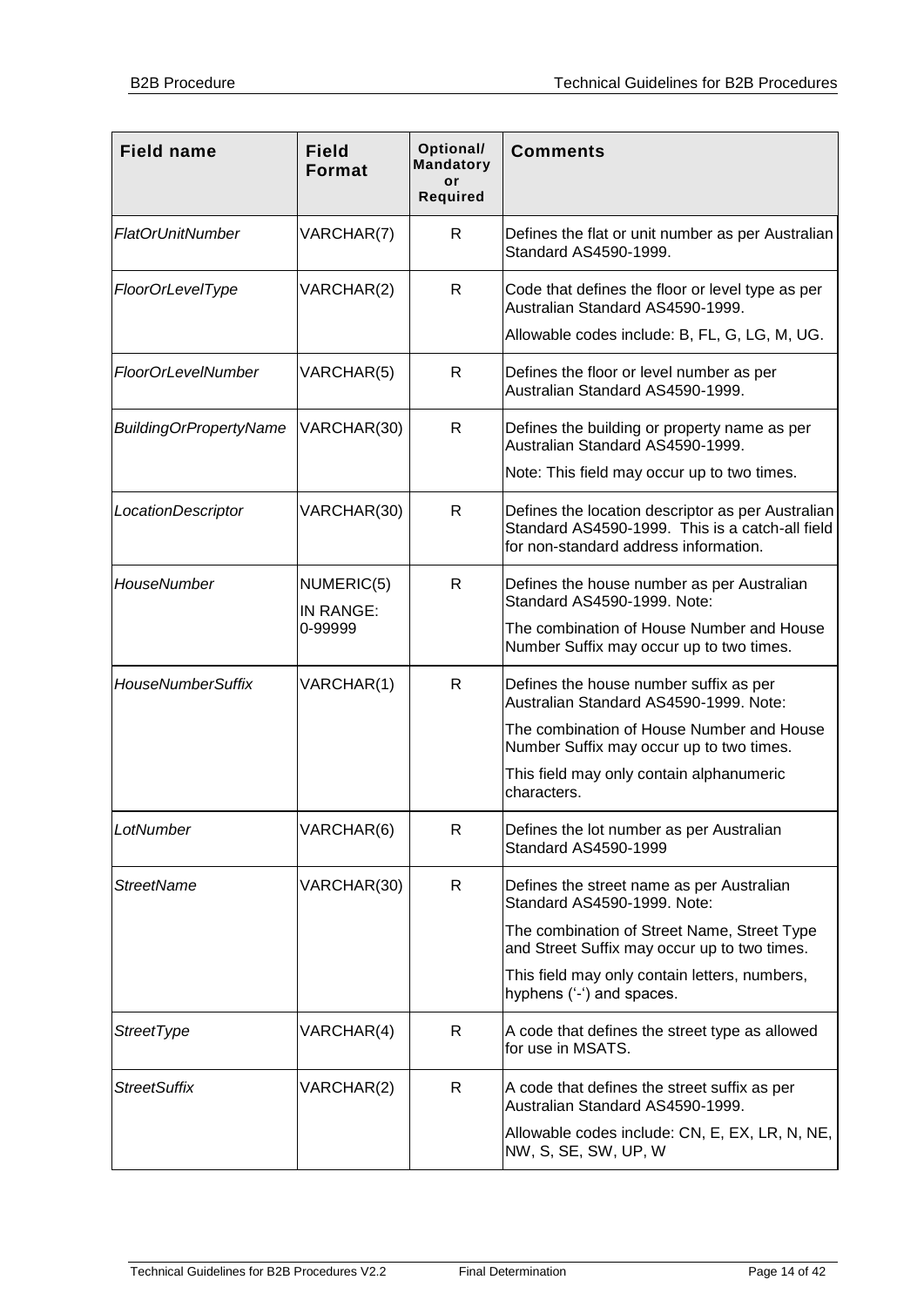| Field name | Field Format | Optional/ Mandatory or Required | Comments |
|---|---|---|---|
| *FlatOrUnitNumber* | VARCHAR(7) | R | Defines the flat or unit number as per Australian Standard AS4590-1999. |
| *FloorOrLevelType* | VARCHAR(2) | R | Code that defines the floor or level type as per Australian Standard AS4590-1999.<br>Allowable codes include: B, FL, G, LG, M, UG. |
| *FloorOrLevelNumber* | VARCHAR(5) | R | Defines the floor or level number as per Australian Standard AS4590-1999. |
| *BuildingOrPropertyName* | VARCHAR(30) | R | Defines the building or property name as per Australian Standard AS4590-1999.<br>Note: This field may occur up to two times. |
| *LocationDescriptor* | VARCHAR(30) | R | Defines the location descriptor as per Australian Standard AS4590-1999. This is a catch-all field for non-standard address information. |
| *HouseNumber* | NUMERIC(5)<br>IN RANGE: 0-99999 | R | Defines the house number as per Australian Standard AS4590-1999. Note:<br>The combination of House Number and House Number Suffix may occur up to two times. |
| *HouseNumberSuffix* | VARCHAR(1) | R | Defines the house number suffix as per Australian Standard AS4590-1999. Note:<br>The combination of House Number and House Number Suffix may occur up to two times.<br>This field may only contain alphanumeric characters. |
| *LotNumber* | VARCHAR(6) | R | Defines the lot number as per Australian Standard AS4590-1999 |
| *StreetName* | VARCHAR(30) | R | Defines the street name as per Australian Standard AS4590-1999. Note:<br>The combination of Street Name, Street Type and Street Suffix may occur up to two times.<br>This field may only contain letters, numbers, hyphens ('-') and spaces. |
| *StreetType* | VARCHAR(4) | R | A code that defines the street type as allowed for use in MSATS. |
| *StreetSuffix* | VARCHAR(2) | R | A code that defines the street suffix as per Australian Standard AS4590-1999.<br>Allowable codes include: CN, E, EX, LR, N, NE, NW, S, SE, SW, UP, W |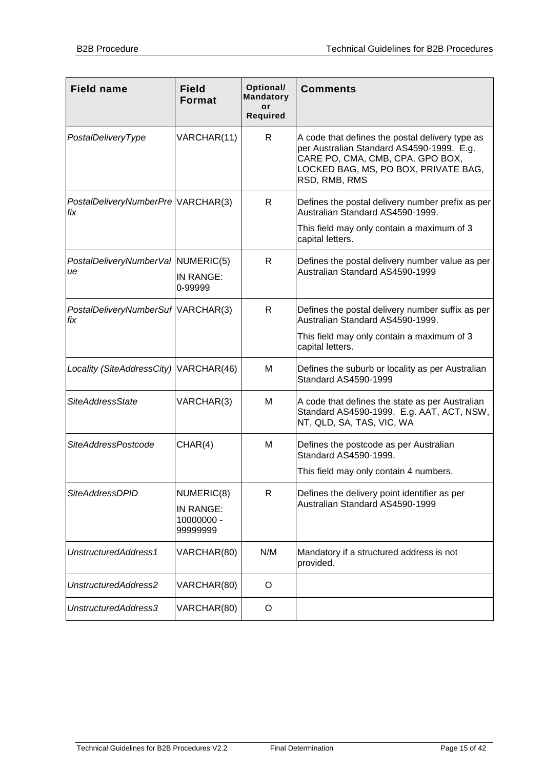| Field name | Field Format | Optional/ Mandatory or Required | Comments |
|---|---|---|---|
| *PostalDeliveryType* | VARCHAR(11) | R | A code that defines the postal delivery type as per Australian Standard AS4590-1999. E.g. CARE PO, CMA, CMB, CPA, GPO BOX, LOCKED BAG, MS, PO BOX, PRIVATE BAG, RSD, RMB, RMS |
| *PostalDeliveryNumberPrefix* | VARCHAR(3) | R | Defines the postal delivery number prefix as per Australian Standard AS4590-1999.<br>This field may only contain a maximum of 3 capital letters. |
| *PostalDeliveryNumberValue* | NUMERIC(5)<br>IN RANGE: 0-99999 | R | Defines the postal delivery number value as per Australian Standard AS4590-1999 |
| *PostalDeliveryNumberSuffix* | VARCHAR(3) | R | Defines the postal delivery number suffix as per Australian Standard AS4590-1999.<br>This field may only contain a maximum of 3 capital letters. |
| *Locality (SiteAddressCity)* | VARCHAR(46) | M | Defines the suburb or locality as per Australian Standard AS4590-1999 |
| *SiteAddressState* | VARCHAR(3) | M | A code that defines the state as per Australian Standard AS4590-1999. E.g. AAT, ACT, NSW, NT, QLD, SA, TAS, VIC, WA |
| *SiteAddressPostcode* | CHAR(4) | M | Defines the postcode as per Australian Standard AS4590-1999.<br>This field may only contain 4 numbers. |
| *SiteAddressDPID* | NUMERIC(8)<br>IN RANGE: 10000000 - 99999999 | R | Defines the delivery point identifier as per Australian Standard AS4590-1999 |
| *UnstructuredAddress1* | VARCHAR(80) | N/M | Mandatory if a structured address is not provided. |
| *UnstructuredAddress2* | VARCHAR(80) | O | |
| *UnstructuredAddress3* | VARCHAR(80) | O | |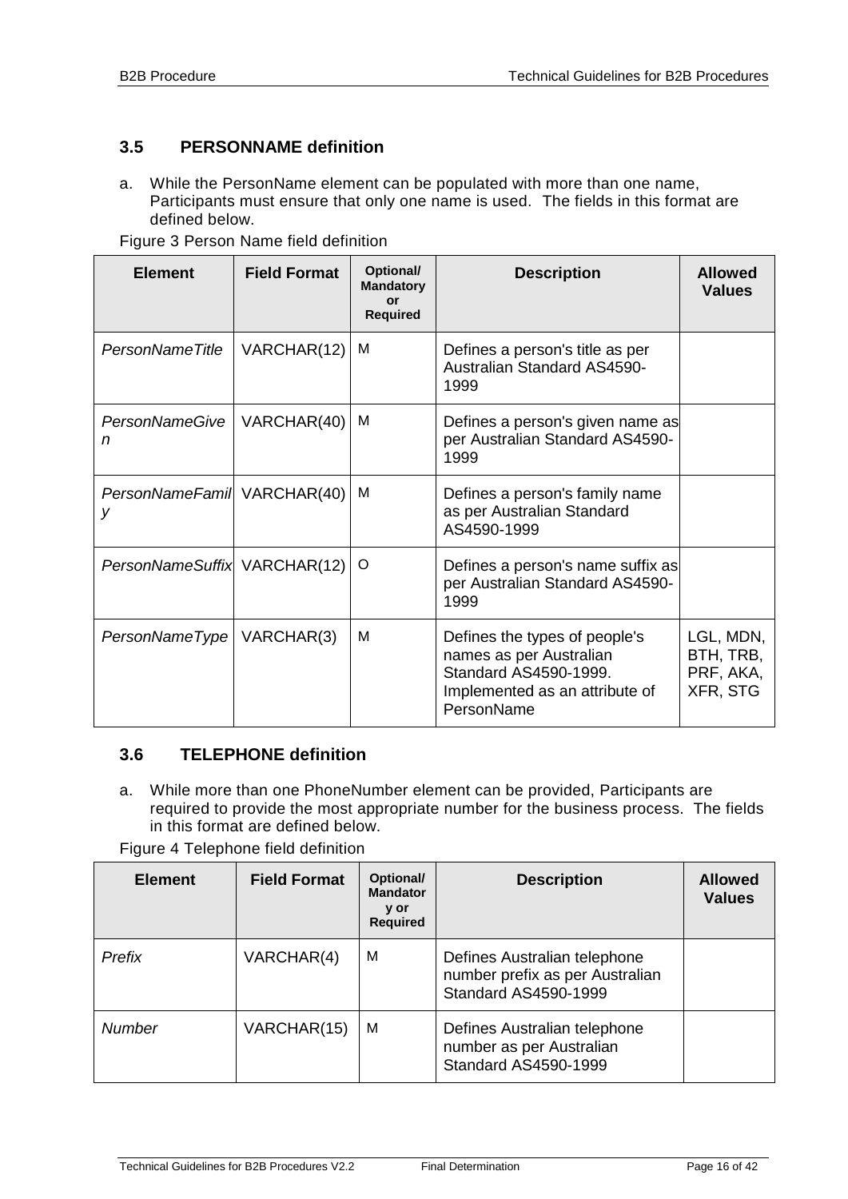## 3.5 PERSONNAME definition

a. While the PersonName element can be populated with more than one name, Participants must ensure that only one name is used. The fields in this format are defined below.

Figure 3 Person Name field definition

| Element | Field Format | Optional/ Mandatory or Required | Description | Allowed Values |
|---|---|---|---|---|
| *PersonNameTitle* | VARCHAR(12) | M | Defines a person's title as per Australian Standard AS4590-1999 | |
| *PersonNameGiven* | VARCHAR(40) | M | Defines a person's given name as per Australian Standard AS4590-1999 | |
| *PersonNameFamily* | VARCHAR(40) | M | Defines a person's family name as per Australian Standard AS4590-1999 | |
| *PersonNameSuffix* | VARCHAR(12) | O | Defines a person's name suffix as per Australian Standard AS4590-1999 | |
| *PersonNameType* | VARCHAR(3) | M | Defines the types of people's names as per Australian Standard AS4590-1999. Implemented as an attribute of PersonName | LGL, MDN, BTH, TRB, PRF, AKA, XFR, STG |

## 3.6 TELEPHONE definition

a. While more than one PhoneNumber element can be provided, Participants are required to provide the most appropriate number for the business process. The fields in this format are defined below.

Figure 4 Telephone field definition

| Element | Field Format | Optional/ Mandatory or Required | Description | Allowed Values |
|---|---|---|---|---|
| *Prefix* | VARCHAR(4) | M | Defines Australian telephone number prefix as per Australian Standard AS4590-1999 | |
| *Number* | VARCHAR(15) | M | Defines Australian telephone number as per Australian Standard AS4590-1999 | |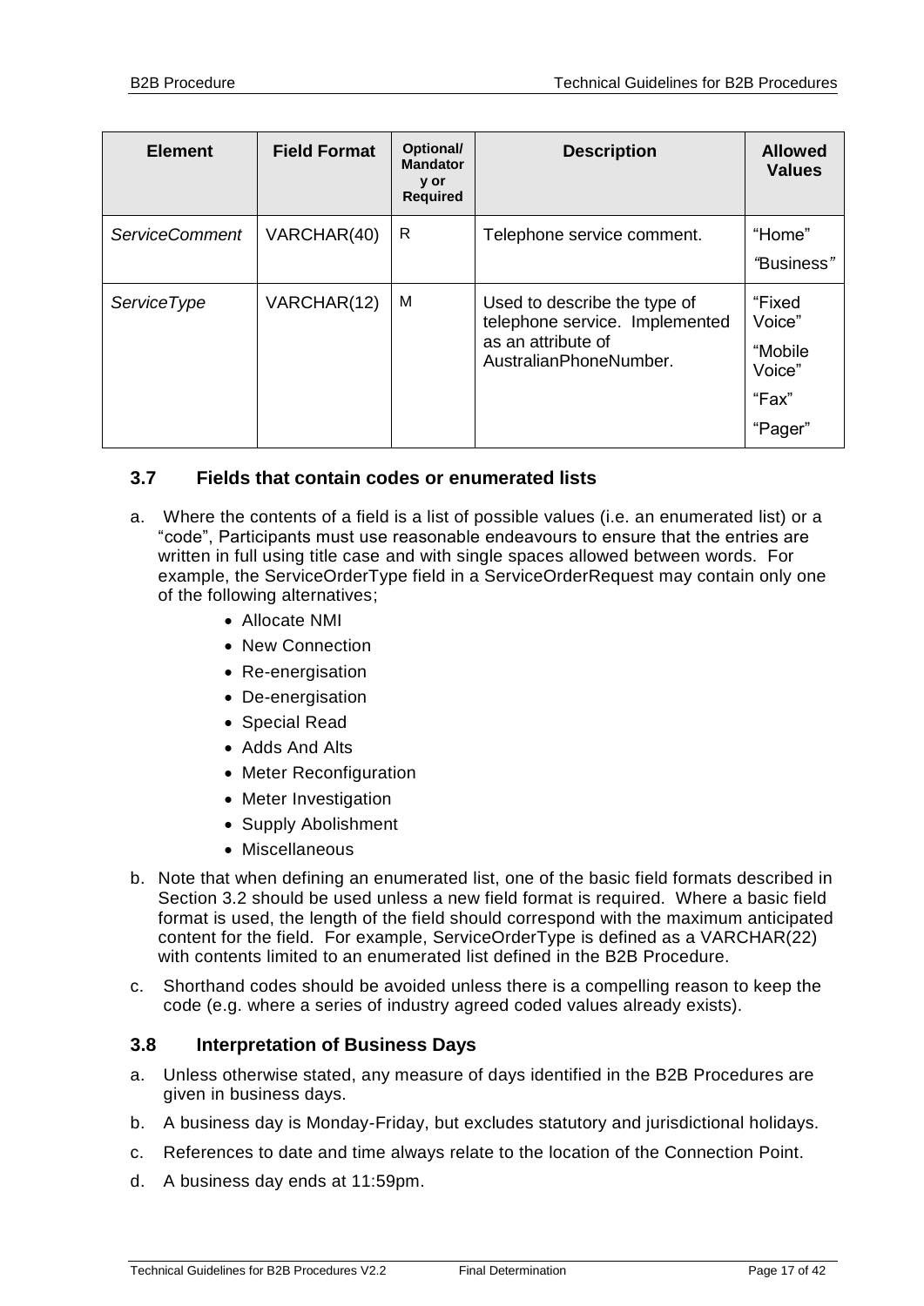| Element | Field Format | Optional/ Mandatory or Required | Description | Allowed Values |
|---|---|---|---|---|
| *ServiceComment* | VARCHAR(40) | R | Telephone service comment. | "Home"<br>"Business" |
| *ServiceType* | VARCHAR(12) | M | Used to describe the type of telephone service. Implemented as an attribute of AustralianPhoneNumber. | "Fixed Voice"<br>"Mobile Voice"<br>"Fax"<br>"Pager" |

### 3.7 Fields that contain codes or enumerated lists

a. Where the contents of a field is a list of possible values (i.e. an enumerated list) or a "code", Participants must use reasonable endeavours to ensure that the entries are written in full using title case and with single spaces allowed between words. For example, the ServiceOrderType field in a ServiceOrderRequest may contain only one of the following alternatives;

- Allocate NMI
- New Connection
- Re-energisation
- De-energisation
- Special Read
- Adds And Alts
- Meter Reconfiguration
- Meter Investigation
- Supply Abolishment
- Miscellaneous

b. Note that when defining an enumerated list, one of the basic field formats described in Section 3.2 should be used unless a new field format is required. Where a basic field format is used, the length of the field should correspond with the maximum anticipated content for the field. For example, ServiceOrderType is defined as a VARCHAR(22) with contents limited to an enumerated list defined in the B2B Procedure.

c. Shorthand codes should be avoided unless there is a compelling reason to keep the code (e.g. where a series of industry agreed coded values already exists).

### 3.8 Interpretation of Business Days

a. Unless otherwise stated, any measure of days identified in the B2B Procedures are given in business days.

b. A business day is Monday-Friday, but excludes statutory and jurisdictional holidays.

c. References to date and time always relate to the location of the Connection Point.

d. A business day ends at 11:59pm.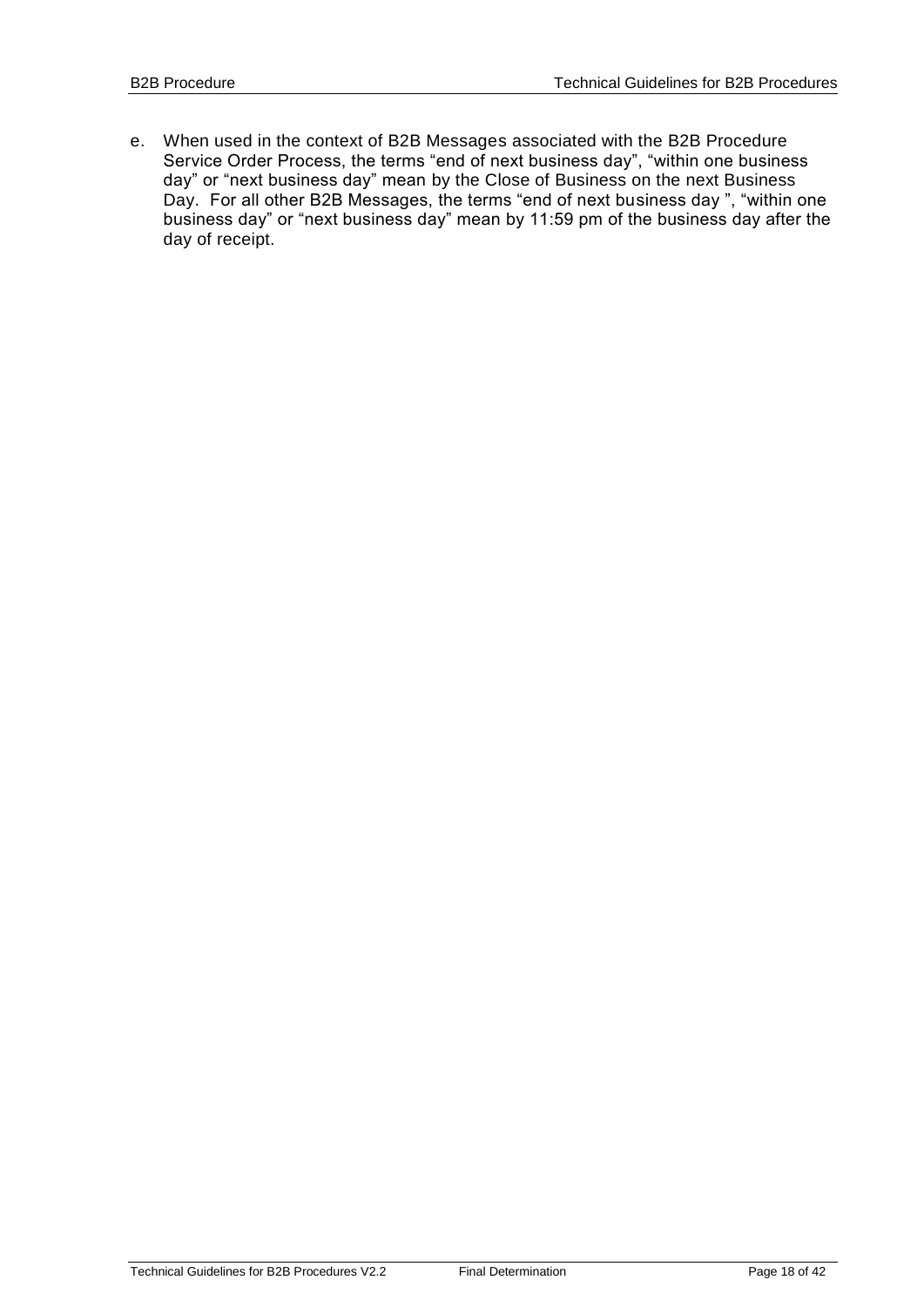e. When used in the context of B2B Messages associated with the B2B Procedure Service Order Process, the terms “end of next business day”, “within one business day” or “next business day” mean by the Close of Business on the next Business Day. For all other B2B Messages, the terms “end of next business day ”, “within one business day” or “next business day” mean by 11:59 pm of the business day after the day of receipt.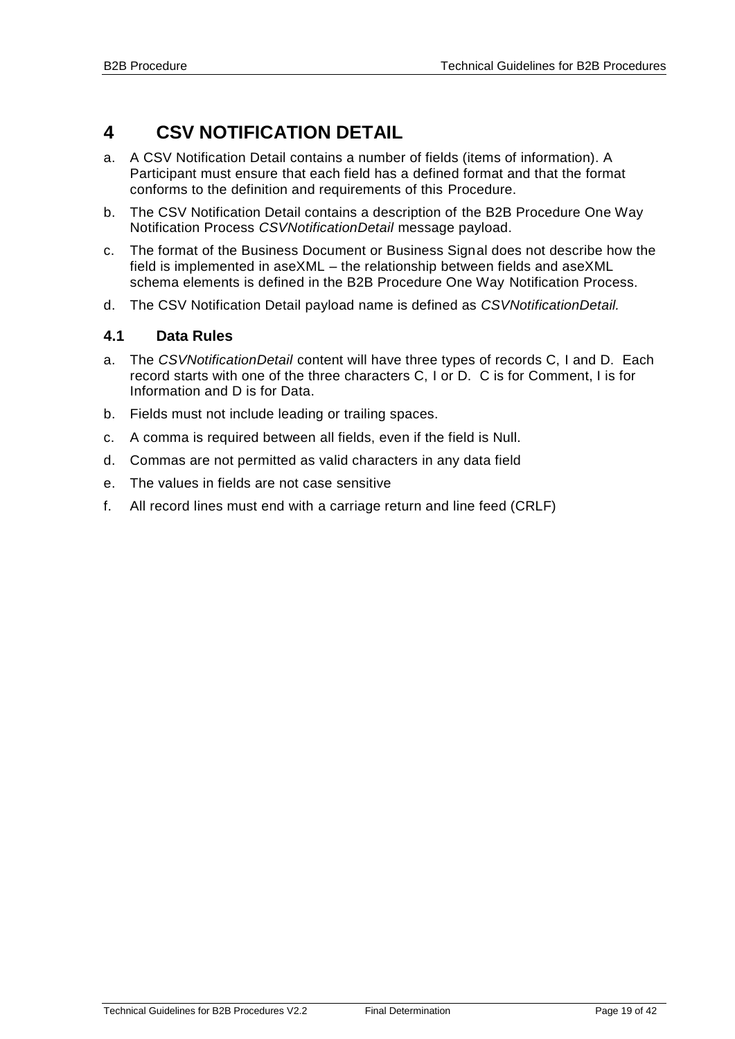# 4 CSV NOTIFICATION DETAIL

a. A CSV Notification Detail contains a number of fields (items of information). A Participant must ensure that each field has a defined format and that the format conforms to the definition and requirements of this Procedure.

b. The CSV Notification Detail contains a description of the B2B Procedure One Way Notification Process *CSVNotificationDetail* message payload.

c. The format of the Business Document or Business Signal does not describe how the field is implemented in aseXML – the relationship between fields and aseXML schema elements is defined in the B2B Procedure One Way Notification Process.

d. The CSV Notification Detail payload name is defined as *CSVNotificationDetail.*

## 4.1 Data Rules

a. The *CSVNotificationDetail* content will have three types of records C, I and D. Each record starts with one of the three characters C, I or D. C is for Comment, I is for Information and D is for Data.

b. Fields must not include leading or trailing spaces.

c. A comma is required between all fields, even if the field is Null.

d. Commas are not permitted as valid characters in any data field

e. The values in fields are not case sensitive

f. All record lines must end with a carriage return and line feed (CRLF)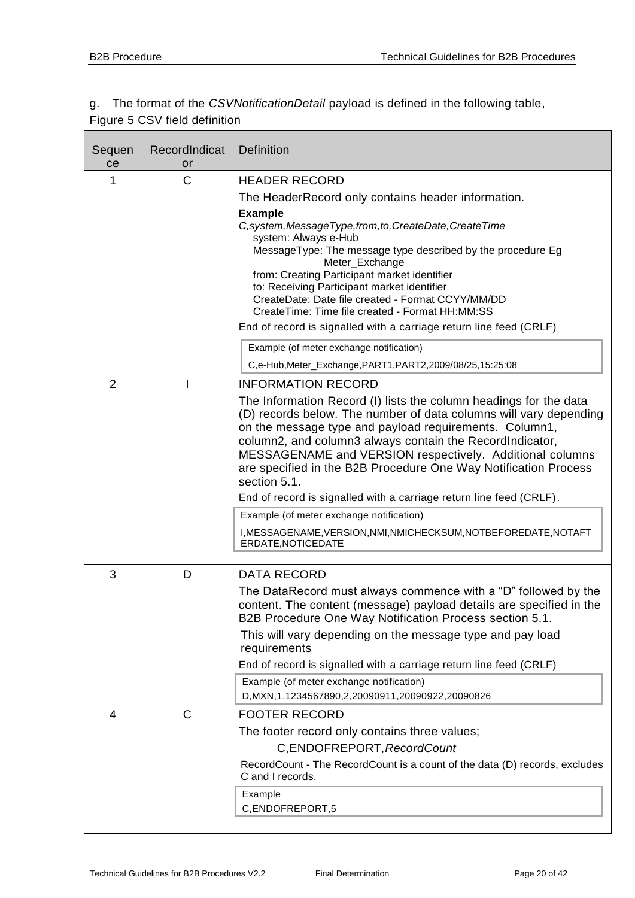g. The format of the *CSVNotificationDetail* payload is defined in the following table,

Figure 5 CSV field definition

| Sequence | RecordIndicator | Definition |
|---|---|---|
| 1 | C | HEADER RECORD<br>The HeaderRecord only contains header information.<br>**Example**<br>*C,system,MessageType,from,to,CreateDate,CreateTime*<br>system: Always e-Hub<br>MessageType: The message type described by the procedure Eg Meter_Exchange<br>from: Creating Participant market identifier<br>to: Receiving Participant market identifier<br>CreateDate: Date file created - Format CCYY/MM/DD<br>CreateTime: Time file created - Format HH:MM:SS<br>End of record is signalled with a carriage return line feed (CRLF)<br>Example (of meter exchange notification)<br>C,e-Hub,Meter_Exchange,PART1,PART2,2009/08/25,15:25:08 |
| 2 | I | INFORMATION RECORD<br>The Information Record (I) lists the column headings for the data (D) records below. The number of data columns will vary depending on the message type and payload requirements. Column1, column2, and column3 always contain the RecordIndicator, MESSAGENAME and VERSION respectively. Additional columns are specified in the B2B Procedure One Way Notification Process section 5.1.<br>End of record is signalled with a carriage return line feed (CRLF).<br>Example (of meter exchange notification)<br>I,MESSAGENAME,VERSION,NMI,NMICHECKSUM,NOTBEFOREDATE,NOTAFTERDATE,NOTICEDATE |
| 3 | D | DATA RECORD<br>The DataRecord must always commence with a "D" followed by the content. The content (message) payload details are specified in the B2B Procedure One Way Notification Process section 5.1.<br>This will vary depending on the message type and pay load requirements<br>End of record is signalled with a carriage return line feed (CRLF)<br>Example (of meter exchange notification)<br>D,MXN,1,1234567890,2,20090911,20090922,20090826 |
| 4 | C | FOOTER RECORD<br>The footer record only contains three values;<br>C,ENDOFREPORT,*RecordCount*<br>RecordCount - The RecordCount is a count of the data (D) records, excludes C and I records.<br>Example<br>C,ENDOFREPORT,5 |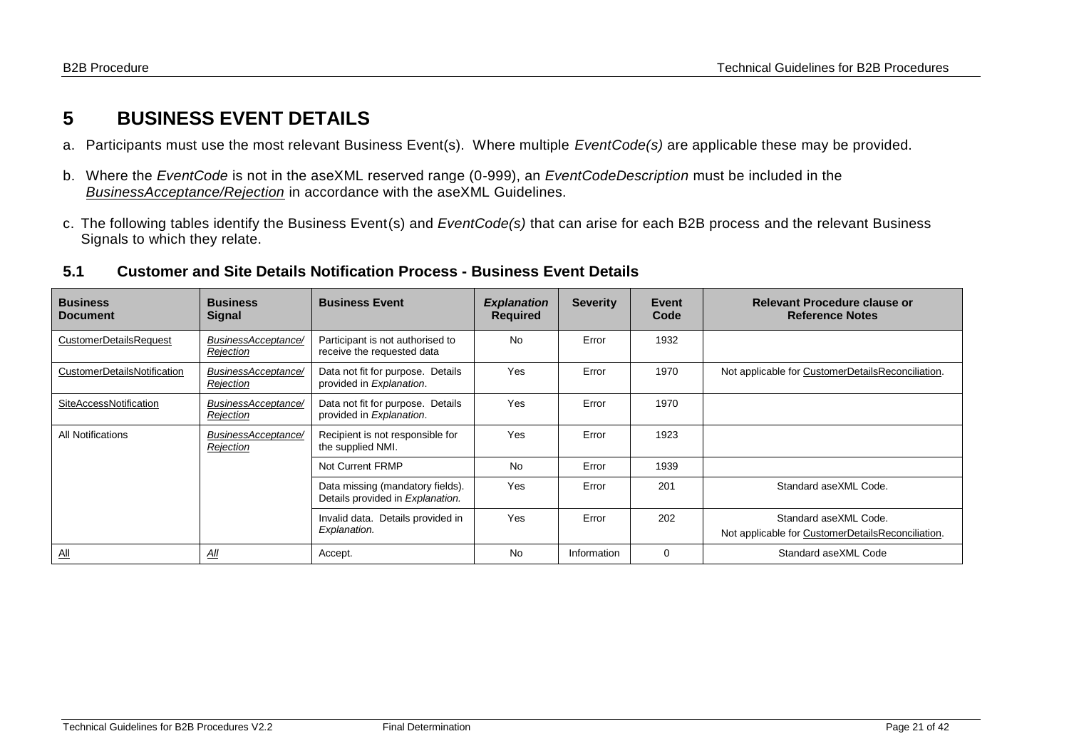# 5 BUSINESS EVENT DETAILS

a. Participants must use the most relevant Business Event(s). Where multiple *EventCode(s)* are applicable these may be provided.

b. Where the *EventCode* is not in the aseXML reserved range (0-999), an *EventCodeDescription* must be included in the *BusinessAcceptance/Rejection* in accordance with the aseXML Guidelines.

c. The following tables identify the Business Event(s) and *EventCode(s)* that can arise for each B2B process and the relevant Business Signals to which they relate.

## 5.1 Customer and Site Details Notification Process - Business Event Details

| Business Document | Business Signal | Business Event | *Explanation* Required | Severity | Event Code | Relevant Procedure clause or Reference Notes |
|---|---|---|---|---|---|---|
| CustomerDetailsRequest | *BusinessAcceptance/ Rejection* | Participant is not authorised to receive the requested data | No | Error | 1932 | |
| CustomerDetailsNotification | *BusinessAcceptance/ Rejection* | Data not fit for purpose. Details provided in *Explanation*. | Yes | Error | 1970 | Not applicable for CustomerDetailsReconciliation. |
| SiteAccessNotification | *BusinessAcceptance/ Rejection* | Data not fit for purpose. Details provided in *Explanation*. | Yes | Error | 1970 | |
| All Notifications | *BusinessAcceptance/ Rejection* | Recipient is not responsible for the supplied NMI. | Yes | Error | 1923 | |
| | | Not Current FRMP | No | Error | 1939 | |
| | | Data missing (mandatory fields). Details provided in *Explanation.* | Yes | Error | 201 | Standard aseXML Code. |
| | | Invalid data. Details provided in *Explanation.* | Yes | Error | 202 | Standard aseXML Code. Not applicable for CustomerDetailsReconciliation. |
| All | *All* | Accept. | No | Information | 0 | Standard aseXML Code |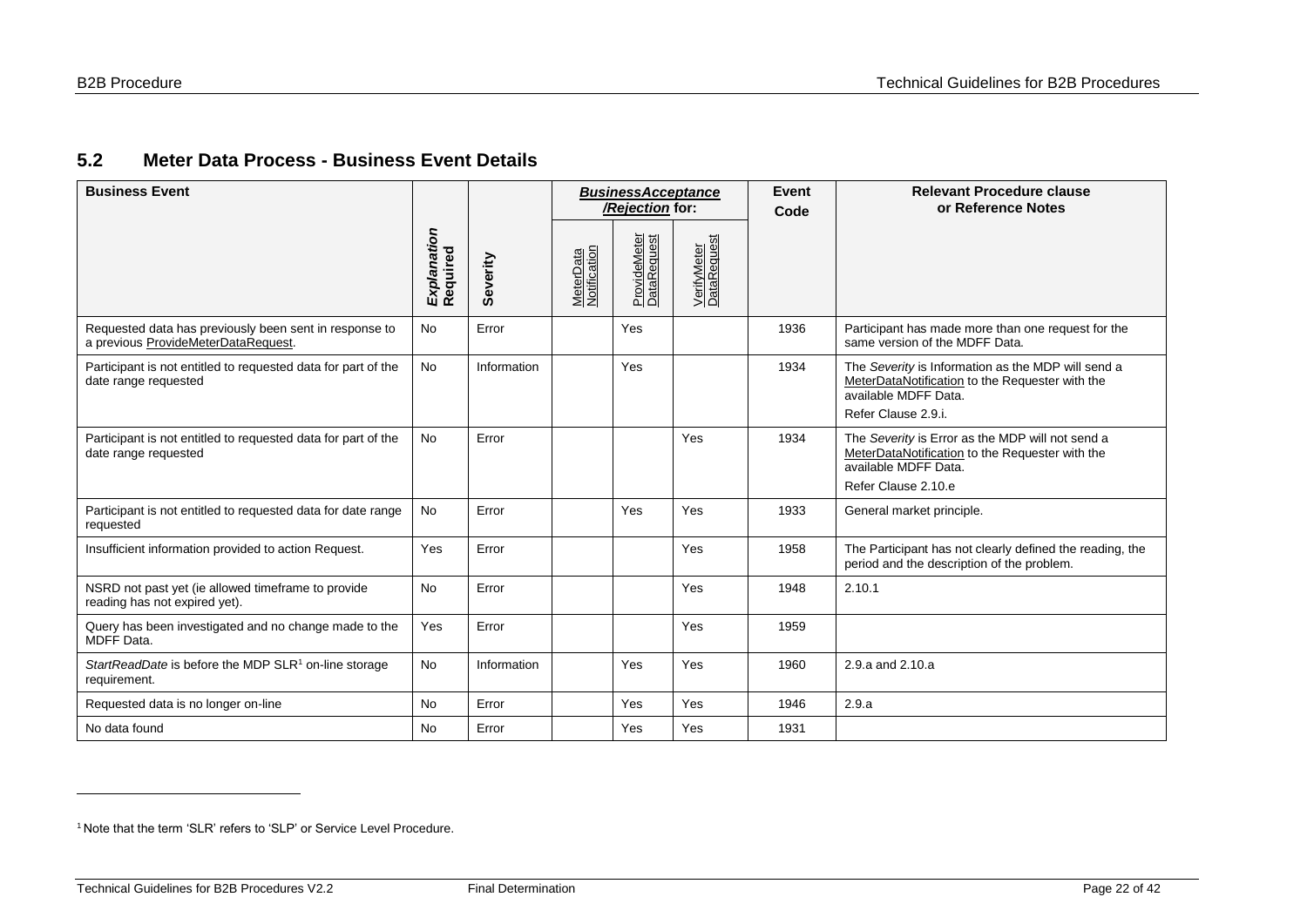## 5.2 Meter Data Process - Business Event Details

| Business Event | *Explanation* Required | Severity | *BusinessAcceptance /Rejection* for: | | | Event Code | Relevant Procedure clause or Reference Notes |
|---|---|---|---|---|---|---|---|
| | | | MeterData Notification | ProvideMeter DataRequest | VerifyMeter DataRequest | | |
| Requested data has previously been sent in response to a previous ProvideMeterDataRequest. | No | Error | | Yes | | 1936 | Participant has made more than one request for the same version of the MDFF Data. |
| Participant is not entitled to requested data for part of the date range requested | No | Information | | Yes | | 1934 | The *Severity* is Information as the MDP will send a MeterDataNotification to the Requester with the available MDFF Data. Refer Clause 2.9.i. |
| Participant is not entitled to requested data for part of the date range requested | No | Error | | | Yes | 1934 | The *Severity* is Error as the MDP will not send a MeterDataNotification to the Requester with the available MDFF Data. Refer Clause 2.10.e |
| Participant is not entitled to requested data for date range requested | No | Error | | Yes | Yes | 1933 | General market principle. |
| Insufficient information provided to action Request. | Yes | Error | | | Yes | 1958 | The Participant has not clearly defined the reading, the period and the description of the problem. |
| NSRD not past yet (ie allowed timeframe to provide reading has not expired yet). | No | Error | | | Yes | 1948 | 2.10.1 |
| Query has been investigated and no change made to the MDFF Data. | Yes | Error | | | Yes | 1959 | |
| *StartReadDate* is before the MDP SLR[1] on-line storage requirement. | No | Information | | Yes | Yes | 1960 | 2.9.a and 2.10.a |
| Requested data is no longer on-line | No | Error | | Yes | Yes | 1946 | 2.9.a |
| No data found | No | Error | | Yes | Yes | 1931 | |

[1] Note that the term 'SLR' refers to 'SLP' or Service Level Procedure.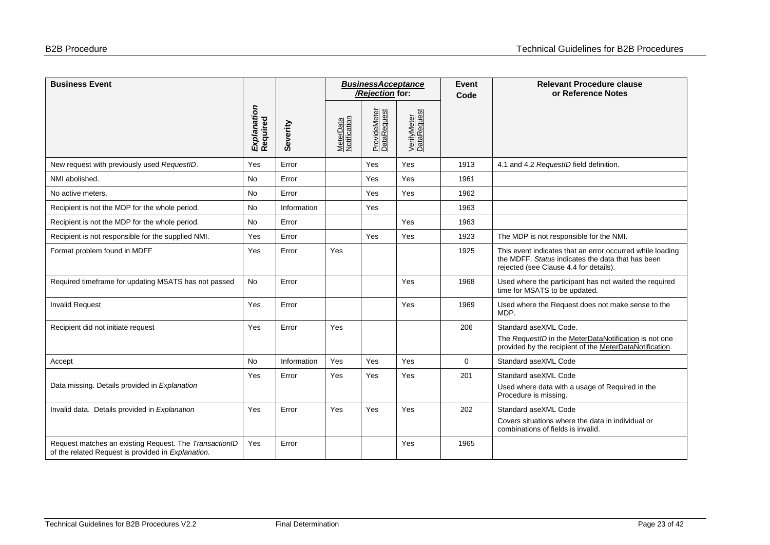| Business Event | *Explanation* Required | Severity | ***BusinessAcceptance /Rejection*** **for:** | | | Event Code | Relevant Procedure clause or Reference Notes |
|---|---|---|---|---|---|---|---|
| | | | MeterData Notification | ProvideMeter DataRequest | VerifyMeter DataRequest | | |
| New request with previously used *RequestID*. | Yes | Error | | Yes | Yes | 1913 | 4.1 and 4.2 *RequestID* field definition. |
| NMI abolished. | No | Error | | Yes | Yes | 1961 | |
| No active meters. | No | Error | | Yes | Yes | 1962 | |
| Recipient is not the MDP for the whole period. | No | Information | | Yes | | 1963 | |
| Recipient is not the MDP for the whole period. | No | Error | | | Yes | 1963 | |
| Recipient is not responsible for the supplied NMI. | Yes | Error | | Yes | Yes | 1923 | The MDP is not responsible for the NMI. |
| Format problem found in MDFF | Yes | Error | Yes | | | 1925 | This event indicates that an error occurred while loading the MDFF. *Status* indicates the data that has been rejected (see Clause 4.4 for details). |
| Required timeframe for updating MSATS has not passed | No | Error | | | Yes | 1968 | Used where the participant has not waited the required time for MSATS to be updated. |
| Invalid Request | Yes | Error | | | Yes | 1969 | Used where the Request does not make sense to the MDP. |
| Recipient did not initiate request | Yes | Error | Yes | | | 206 | Standard aseXML Code. The *RequestID* in the MeterDataNotification is not one provided by the recipient of the MeterDataNotification. |
| Accept | No | Information | Yes | Yes | Yes | 0 | Standard aseXML Code |
| Data missing. Details provided in *Explanation* | Yes | Error | Yes | Yes | Yes | 201 | Standard aseXML Code Used where data with a usage of Required in the Procedure is missing. |
| Invalid data. Details provided in *Explanation* | Yes | Error | Yes | Yes | Yes | 202 | Standard aseXML Code Covers situations where the data in individual or combinations of fields is invalid. |
| Request matches an existing Request. The *TransactionID* of the related Request is provided in *Explanation*. | Yes | Error | | | Yes | 1965 | |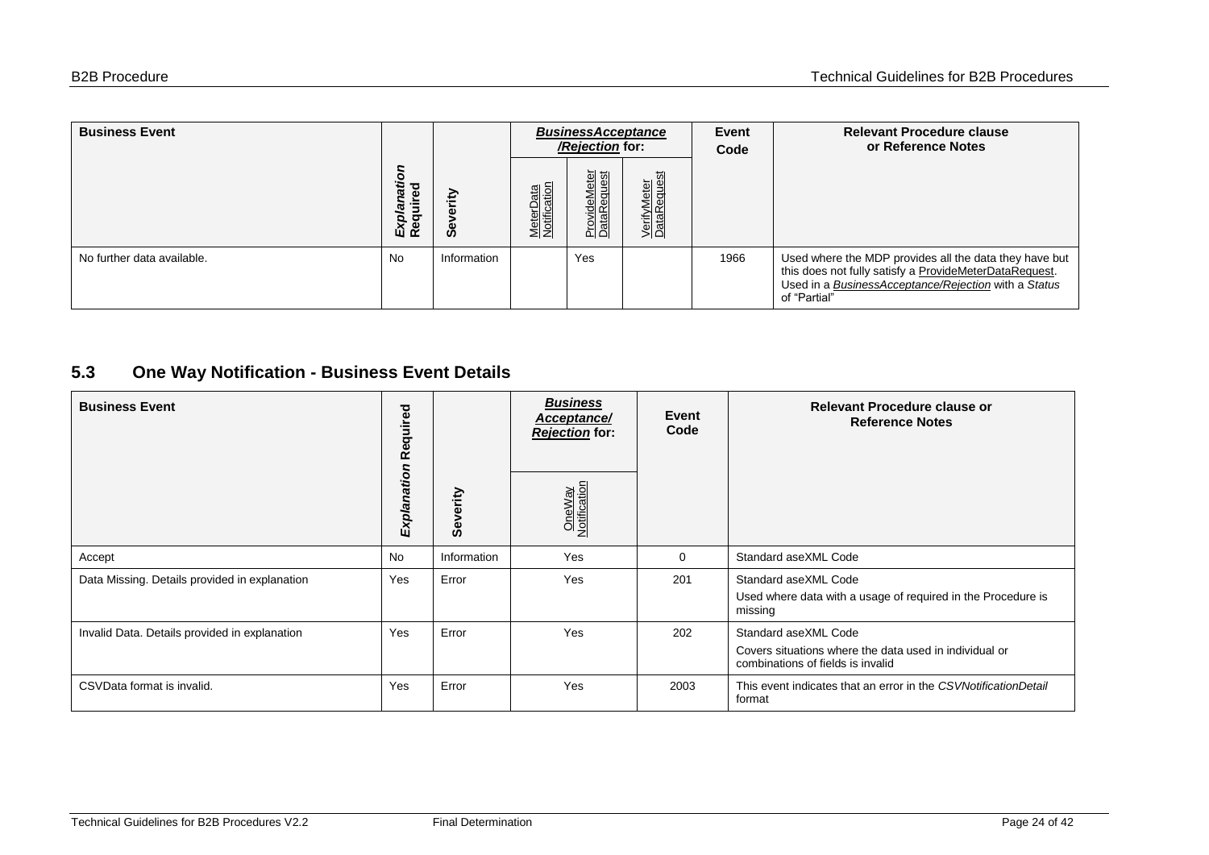| Business Event | *Explanation Required* | Severity | *BusinessAcceptance/Rejection* for: | | | Event Code | Relevant Procedure clause or Reference Notes |
|---|---|---|---|---|---|---|---|
| | | | MeterData Notification | ProvideMeter DataRequest | VerifyMeter DataRequest | | |
| No further data available. | No | Information | | Yes | | 1966 | Used where the MDP provides all the data they have but this does not fully satisfy a ProvideMeterDataRequest. Used in a *BusinessAcceptance/Rejection* with a *Status* of "Partial" |

## 5.3 One Way Notification - Business Event Details

| Business Event | *Explanation Required* | Severity | *Business Acceptance/ Rejection* for: | Event Code | Relevant Procedure clause or Reference Notes |
|---|---|---|---|---|---|
| | | | OneWay Notification | | |
| Accept | No | Information | Yes | 0 | Standard aseXML Code |
| Data Missing. Details provided in explanation | Yes | Error | Yes | 201 | Standard aseXML Code<br>Used where data with a usage of required in the Procedure is missing |
| Invalid Data. Details provided in explanation | Yes | Error | Yes | 202 | Standard aseXML Code<br>Covers situations where the data used in individual or combinations of fields is invalid |
| CSVData format is invalid. | Yes | Error | Yes | 2003 | This event indicates that an error in the *CSVNotificationDetail* format |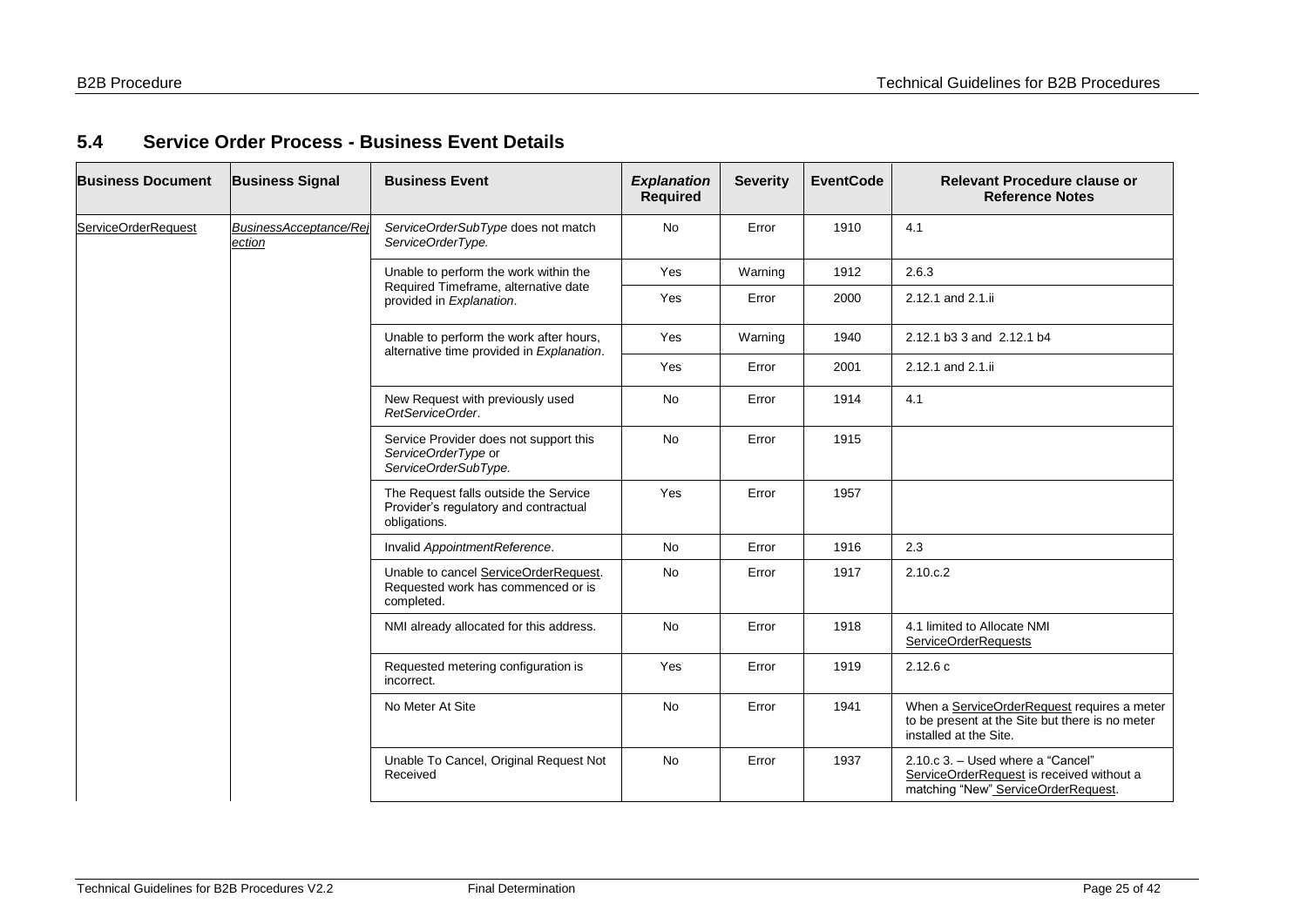## 5.4 Service Order Process - Business Event Details

| Business Document | Business Signal | Business Event | *Explanation* Required | Severity | EventCode | Relevant Procedure clause or Reference Notes |
|---|---|---|---|---|---|---|
| ServiceOrderRequest | *BusinessAcceptance/Rejection* | *ServiceOrderSubType* does not match *ServiceOrderType.* | No | Error | 1910 | 4.1 |
| | | Unable to perform the work within the Required Timeframe, alternative date provided in *Explanation*. | Yes | Warning | 1912 | 2.6.3 |
| | | | Yes | Error | 2000 | 2.12.1 and 2.1.ii |
| | | Unable to perform the work after hours, alternative time provided in *Explanation*. | Yes | Warning | 1940 | 2.12.1 b3 3 and 2.12.1 b4 |
| | | | Yes | Error | 2001 | 2.12.1 and 2.1.ii |
| | | New Request with previously used *RetServiceOrder*. | No | Error | 1914 | 4.1 |
| | | Service Provider does not support this *ServiceOrderType* or *ServiceOrderSubType.* | No | Error | 1915 | |
| | | The Request falls outside the Service Provider's regulatory and contractual obligations. | Yes | Error | 1957 | |
| | | Invalid *AppointmentReference*. | No | Error | 1916 | 2.3 |
| | | Unable to cancel ServiceOrderRequest. Requested work has commenced or is completed. | No | Error | 1917 | 2.10.c.2 |
| | | NMI already allocated for this address. | No | Error | 1918 | 4.1 limited to Allocate NMI ServiceOrderRequests |
| | | Requested metering configuration is incorrect. | Yes | Error | 1919 | 2.12.6 c |
| | | No Meter At Site | No | Error | 1941 | When a ServiceOrderRequest requires a meter to be present at the Site but there is no meter installed at the Site. |
| | | Unable To Cancel, Original Request Not Received | No | Error | 1937 | 2.10.c 3. – Used where a "Cancel" ServiceOrderRequest is received without a matching "New" ServiceOrderRequest. |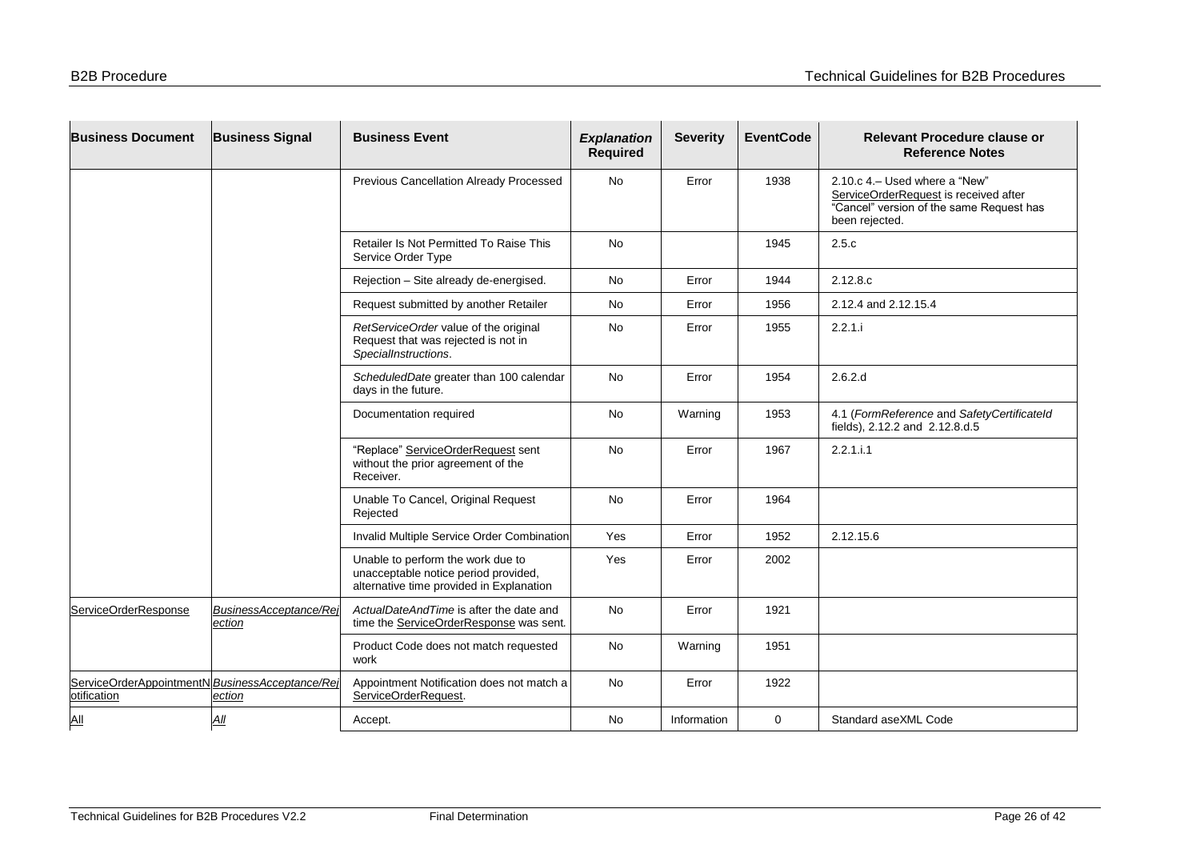| Business Document | Business Signal | Business Event | *Explanation* Required | Severity | EventCode | Relevant Procedure clause or Reference Notes |
|---|---|---|---|---|---|---|
| | | Previous Cancellation Already Processed | No | Error | 1938 | 2.10.c 4.– Used where a "New" ServiceOrderRequest is received after "Cancel" version of the same Request has been rejected. |
| | | Retailer Is Not Permitted To Raise This Service Order Type | No | | 1945 | 2.5.c |
| | | Rejection – Site already de-energised. | No | Error | 1944 | 2.12.8.c |
| | | Request submitted by another Retailer | No | Error | 1956 | 2.12.4 and 2.12.15.4 |
| | | *RetServiceOrder* value of the original Request that was rejected is not in *SpecialInstructions*. | No | Error | 1955 | 2.2.1.i |
| | | *ScheduledDate* greater than 100 calendar days in the future. | No | Error | 1954 | 2.6.2.d |
| | | Documentation required | No | Warning | 1953 | 4.1 (*FormReference* and *SafetyCertificateId* fields), 2.12.2 and 2.12.8.d.5 |
| | | "Replace" ServiceOrderRequest sent without the prior agreement of the Receiver. | No | Error | 1967 | 2.2.1.i.1 |
| | | Unable To Cancel, Original Request Rejected | No | Error | 1964 | |
| | | Invalid Multiple Service Order Combination | Yes | Error | 1952 | 2.12.15.6 |
| | | Unable to perform the work due to unacceptable notice period provided, alternative time provided in Explanation | Yes | Error | 2002 | |
| ServiceOrderResponse | *BusinessAcceptance/Rejection* | *ActualDateAndTime* is after the date and time the ServiceOrderResponse was sent. | No | Error | 1921 | |
| | | Product Code does not match requested work | No | Warning | 1951 | |
| ServiceOrderAppointmentNotification | *BusinessAcceptance/Rejection* | Appointment Notification does not match a ServiceOrderRequest. | No | Error | 1922 | |
| All | *All* | Accept. | No | Information | 0 | Standard aseXML Code |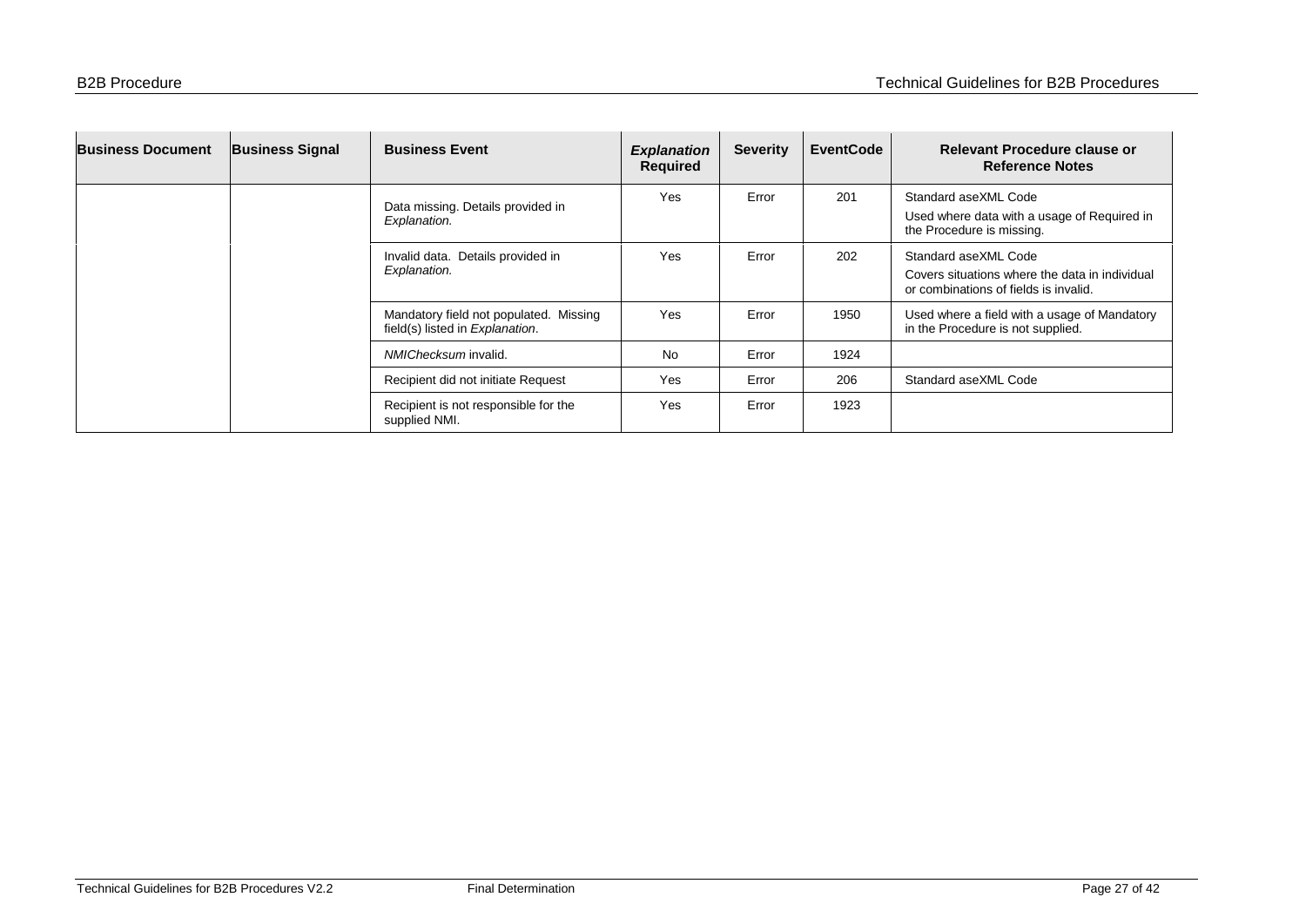| Business Document | Business Signal | Business Event | *Explanation* Required | Severity | EventCode | Relevant Procedure clause or Reference Notes |
|---|---|---|---|---|---|---|
| | | Data missing. Details provided in *Explanation.* | Yes | Error | 201 | Standard aseXML Code<br>Used where data with a usage of Required in the Procedure is missing. |
| | | Invalid data. Details provided in *Explanation.* | Yes | Error | 202 | Standard aseXML Code<br>Covers situations where the data in individual or combinations of fields is invalid. |
| | | Mandatory field not populated. Missing field(s) listed in *Explanation*. | Yes | Error | 1950 | Used where a field with a usage of Mandatory in the Procedure is not supplied. |
| | | *NMIChecksum* invalid. | No | Error | 1924 | |
| | | Recipient did not initiate Request | Yes | Error | 206 | Standard aseXML Code |
| | | Recipient is not responsible for the supplied NMI. | Yes | Error | 1923 | |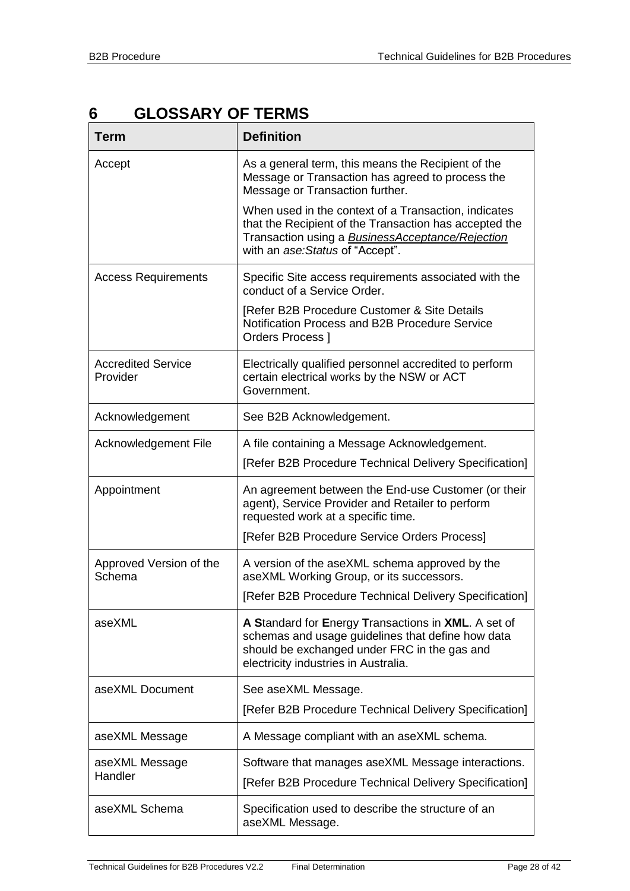# 6 GLOSSARY OF TERMS

| Term | Definition |
|---|---|
| Accept | As a general term, this means the Recipient of the Message or Transaction has agreed to process the Message or Transaction further.<br><br>When used in the context of a Transaction, indicates that the Recipient of the Transaction has accepted the Transaction using a ***BusinessAcceptance/Rejection*** with an *ase:Status* of "Accept". |
| Access Requirements | Specific Site access requirements associated with the conduct of a Service Order.<br><br>[Refer B2B Procedure Customer & Site Details Notification Process and B2B Procedure Service Orders Process ] |
| Accredited Service Provider | Electrically qualified personnel accredited to perform certain electrical works by the NSW or ACT Government. |
| Acknowledgement | See B2B Acknowledgement. |
| Acknowledgement File | A file containing a Message Acknowledgement.<br><br>[Refer B2B Procedure Technical Delivery Specification] |
| Appointment | An agreement between the End-use Customer (or their agent), Service Provider and Retailer to perform requested work at a specific time.<br><br>[Refer B2B Procedure Service Orders Process] |
| Approved Version of the Schema | A version of the aseXML schema approved by the aseXML Working Group, or its successors.<br><br>[Refer B2B Procedure Technical Delivery Specification] |
| aseXML | **A S**tandard for **E**nergy **T**ransactions in **XML**. A set of schemas and usage guidelines that define how data should be exchanged under FRC in the gas and electricity industries in Australia. |
| aseXML Document | See aseXML Message.<br><br>[Refer B2B Procedure Technical Delivery Specification] |
| aseXML Message | A Message compliant with an aseXML schema. |
| aseXML Message Handler | Software that manages aseXML Message interactions.<br><br>[Refer B2B Procedure Technical Delivery Specification] |
| aseXML Schema | Specification used to describe the structure of an aseXML Message. |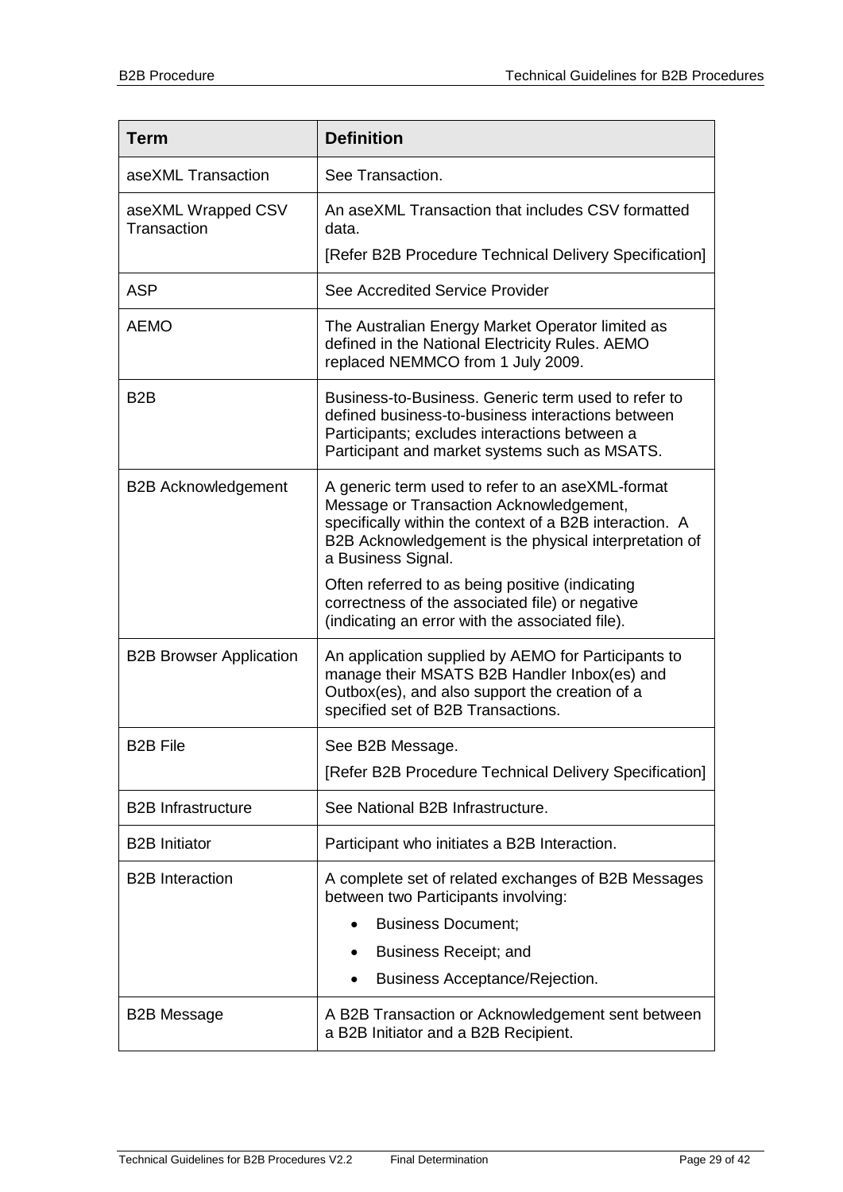| Term | Definition |
|---|---|
| aseXML Transaction | See Transaction. |
| aseXML Wrapped CSV Transaction | An aseXML Transaction that includes CSV formatted data.<br>[Refer B2B Procedure Technical Delivery Specification] |
| ASP | See Accredited Service Provider |
| AEMO | The Australian Energy Market Operator limited as defined in the National Electricity Rules. AEMO replaced NEMMCO from 1 July 2009. |
| B2B | Business-to-Business. Generic term used to refer to defined business-to-business interactions between Participants; excludes interactions between a Participant and market systems such as MSATS. |
| B2B Acknowledgement | A generic term used to refer to an aseXML-format Message or Transaction Acknowledgement, specifically within the context of a B2B interaction. A B2B Acknowledgement is the physical interpretation of a Business Signal.<br>Often referred to as being positive (indicating correctness of the associated file) or negative (indicating an error with the associated file). |
| B2B Browser Application | An application supplied by AEMO for Participants to manage their MSATS B2B Handler Inbox(es) and Outbox(es), and also support the creation of a specified set of B2B Transactions. |
| B2B File | See B2B Message.<br>[Refer B2B Procedure Technical Delivery Specification] |
| B2B Infrastructure | See National B2B Infrastructure. |
| B2B Initiator | Participant who initiates a B2B Interaction. |
| B2B Interaction | A complete set of related exchanges of B2B Messages between two Participants involving:<br>• Business Document;<br>• Business Receipt; and<br>• Business Acceptance/Rejection. |
| B2B Message | A B2B Transaction or Acknowledgement sent between a B2B Initiator and a B2B Recipient. |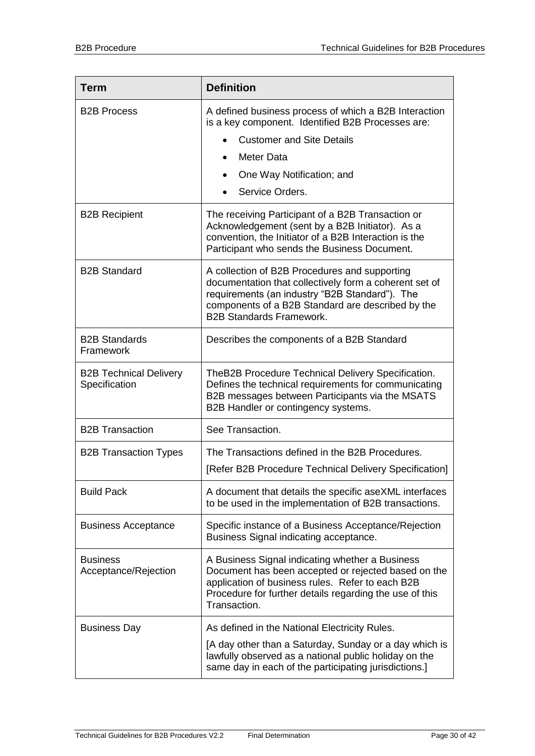| Term | Definition |
|---|---|
| B2B Process | A defined business process of which a B2B Interaction is a key component. Identified B2B Processes are:<br>• Customer and Site Details<br>• Meter Data<br>• One Way Notification; and<br>• Service Orders. |
| B2B Recipient | The receiving Participant of a B2B Transaction or Acknowledgement (sent by a B2B Initiator). As a convention, the Initiator of a B2B Interaction is the Participant who sends the Business Document. |
| B2B Standard | A collection of B2B Procedures and supporting documentation that collectively form a coherent set of requirements (an industry "B2B Standard"). The components of a B2B Standard are described by the B2B Standards Framework. |
| B2B Standards Framework | Describes the components of a B2B Standard |
| B2B Technical Delivery Specification | TheB2B Procedure Technical Delivery Specification. Defines the technical requirements for communicating B2B messages between Participants via the MSATS B2B Handler or contingency systems. |
| B2B Transaction | See Transaction. |
| B2B Transaction Types | The Transactions defined in the B2B Procedures.<br>[Refer B2B Procedure Technical Delivery Specification] |
| Build Pack | A document that details the specific aseXML interfaces to be used in the implementation of B2B transactions. |
| Business Acceptance | Specific instance of a Business Acceptance/Rejection Business Signal indicating acceptance. |
| Business Acceptance/Rejection | A Business Signal indicating whether a Business Document has been accepted or rejected based on the application of business rules. Refer to each B2B Procedure for further details regarding the use of this Transaction. |
| Business Day | As defined in the National Electricity Rules.<br>[A day other than a Saturday, Sunday or a day which is lawfully observed as a national public holiday on the same day in each of the participating jurisdictions.] |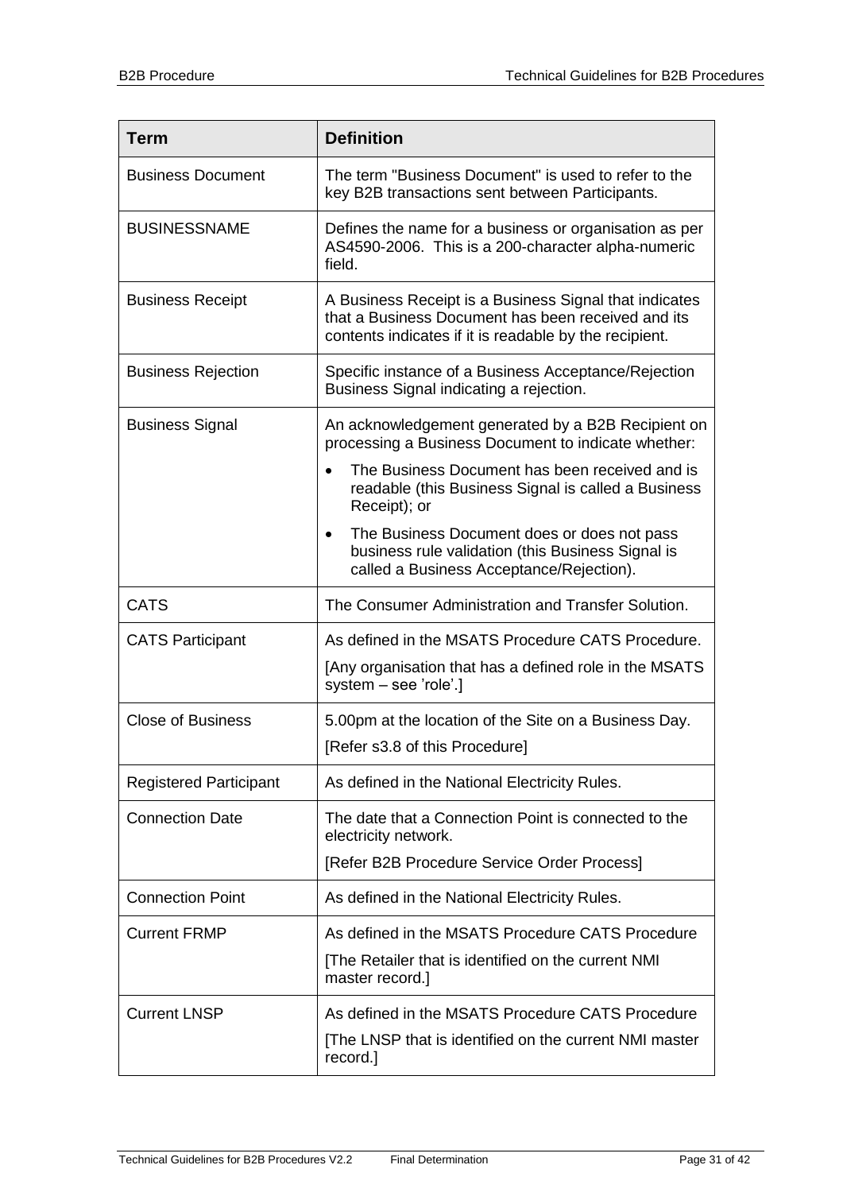| Term | Definition |
|---|---|
| Business Document | The term "Business Document" is used to refer to the key B2B transactions sent between Participants. |
| BUSINESSNAME | Defines the name for a business or organisation as per AS4590-2006. This is a 200-character alpha-numeric field. |
| Business Receipt | A Business Receipt is a Business Signal that indicates that a Business Document has been received and its contents indicates if it is readable by the recipient. |
| Business Rejection | Specific instance of a Business Acceptance/Rejection Business Signal indicating a rejection. |
| Business Signal | An acknowledgement generated by a B2B Recipient on processing a Business Document to indicate whether:<br>• The Business Document has been received and is readable (this Business Signal is called a Business Receipt); or<br>• The Business Document does or does not pass business rule validation (this Business Signal is called a Business Acceptance/Rejection). |
| CATS | The Consumer Administration and Transfer Solution. |
| CATS Participant | As defined in the MSATS Procedure CATS Procedure.<br>[Any organisation that has a defined role in the MSATS system – see 'role'.] |
| Close of Business | 5.00pm at the location of the Site on a Business Day.<br>[Refer s3.8 of this Procedure] |
| Registered Participant | As defined in the National Electricity Rules. |
| Connection Date | The date that a Connection Point is connected to the electricity network.<br>[Refer B2B Procedure Service Order Process] |
| Connection Point | As defined in the National Electricity Rules. |
| Current FRMP | As defined in the MSATS Procedure CATS Procedure<br>[The Retailer that is identified on the current NMI master record.] |
| Current LNSP | As defined in the MSATS Procedure CATS Procedure<br>[The LNSP that is identified on the current NMI master record.] |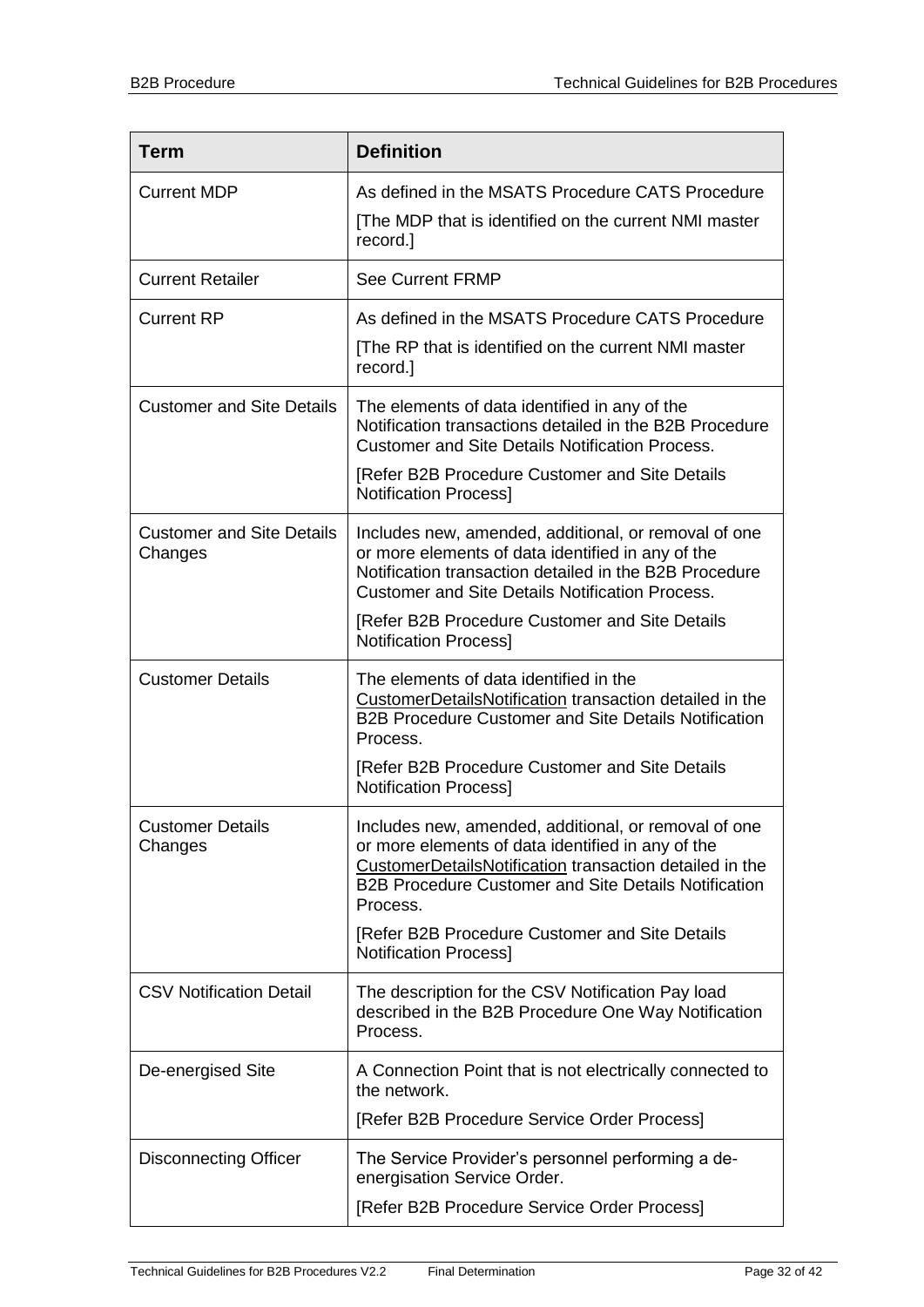| Term | Definition |
|---|---|
| Current MDP | As defined in the MSATS Procedure CATS Procedure<br>[The MDP that is identified on the current NMI master record.] |
| Current Retailer | See Current FRMP |
| Current RP | As defined in the MSATS Procedure CATS Procedure<br>[The RP that is identified on the current NMI master record.] |
| Customer and Site Details | The elements of data identified in any of the Notification transactions detailed in the B2B Procedure Customer and Site Details Notification Process.<br>[Refer B2B Procedure Customer and Site Details Notification Process] |
| Customer and Site Details Changes | Includes new, amended, additional, or removal of one or more elements of data identified in any of the Notification transaction detailed in the B2B Procedure Customer and Site Details Notification Process.<br>[Refer B2B Procedure Customer and Site Details Notification Process] |
| Customer Details | The elements of data identified in the CustomerDetailsNotification transaction detailed in the B2B Procedure Customer and Site Details Notification Process.<br>[Refer B2B Procedure Customer and Site Details Notification Process] |
| Customer Details Changes | Includes new, amended, additional, or removal of one or more elements of data identified in any of the CustomerDetailsNotification transaction detailed in the B2B Procedure Customer and Site Details Notification Process.<br>[Refer B2B Procedure Customer and Site Details Notification Process] |
| CSV Notification Detail | The description for the CSV Notification Pay load described in the B2B Procedure One Way Notification Process. |
| De-energised Site | A Connection Point that is not electrically connected to the network.<br>[Refer B2B Procedure Service Order Process] |
| Disconnecting Officer | The Service Provider's personnel performing a de-energisation Service Order.<br>[Refer B2B Procedure Service Order Process] |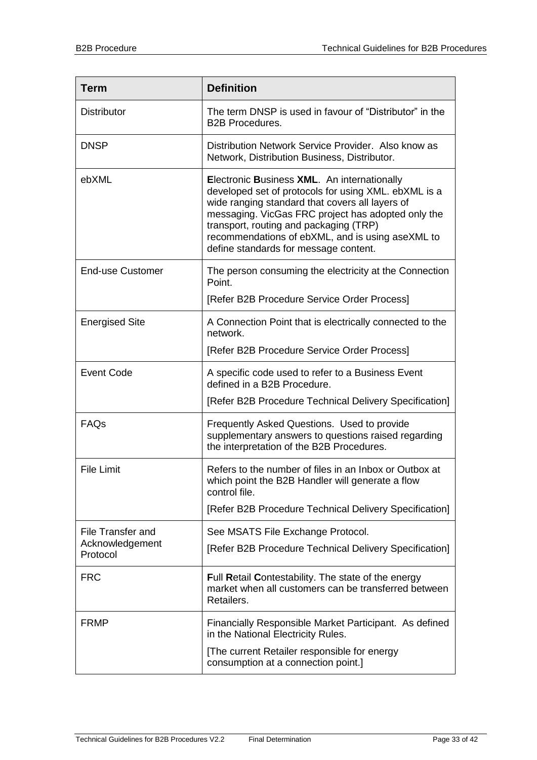| Term | Definition |
|---|---|
| Distributor | The term DNSP is used in favour of "Distributor" in the B2B Procedures. |
| DNSP | Distribution Network Service Provider. Also know as Network, Distribution Business, Distributor. |
| ebXML | **E**lectronic **B**usiness **XML**. An internationally developed set of protocols for using XML. ebXML is a wide ranging standard that covers all layers of messaging. VicGas FRC project has adopted only the transport, routing and packaging (TRP) recommendations of ebXML, and is using aseXML to define standards for message content. |
| End-use Customer | The person consuming the electricity at the Connection Point.<br>[Refer B2B Procedure Service Order Process] |
| Energised Site | A Connection Point that is electrically connected to the network.<br>[Refer B2B Procedure Service Order Process] |
| Event Code | A specific code used to refer to a Business Event defined in a B2B Procedure.<br>[Refer B2B Procedure Technical Delivery Specification] |
| FAQs | Frequently Asked Questions. Used to provide supplementary answers to questions raised regarding the interpretation of the B2B Procedures. |
| File Limit | Refers to the number of files in an Inbox or Outbox at which point the B2B Handler will generate a flow control file.<br>[Refer B2B Procedure Technical Delivery Specification] |
| File Transfer and Acknowledgement Protocol | See MSATS File Exchange Protocol.<br>[Refer B2B Procedure Technical Delivery Specification] |
| FRC | **F**ull **R**etail **C**ontestability. The state of the energy market when all customers can be transferred between Retailers. |
| FRMP | Financially Responsible Market Participant. As defined in the National Electricity Rules.<br>[The current Retailer responsible for energy consumption at a connection point.] |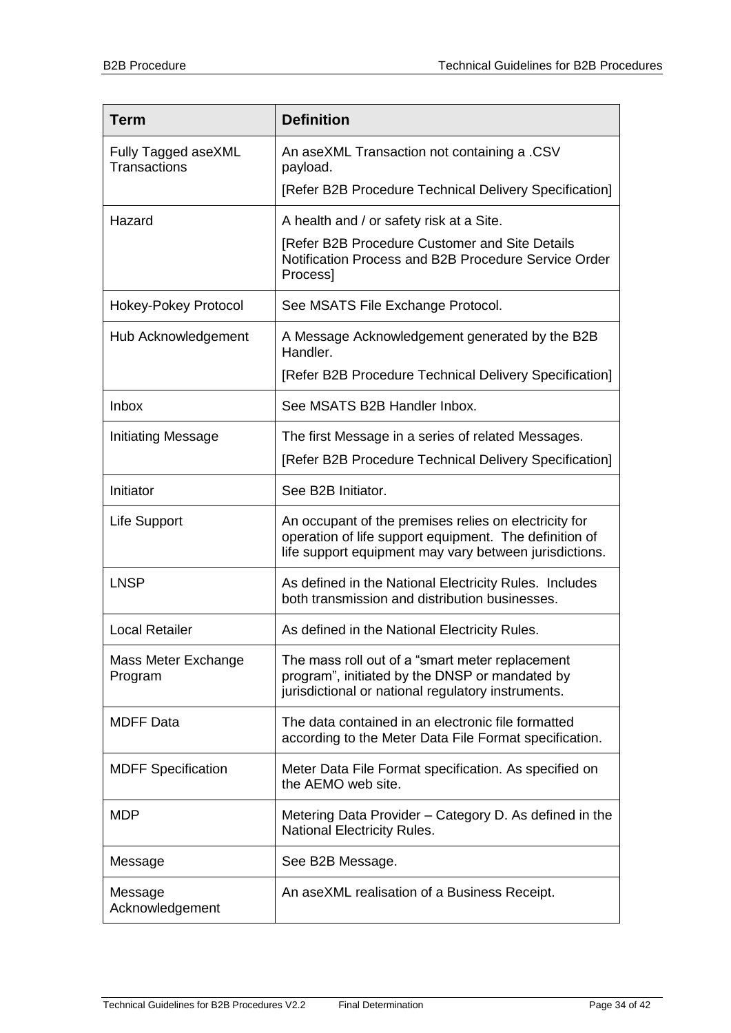| Term | Definition |
|---|---|
| Fully Tagged aseXML Transactions | An aseXML Transaction not containing a .CSV payload.<br>[Refer B2B Procedure Technical Delivery Specification] |
| Hazard | A health and / or safety risk at a Site.<br>[Refer B2B Procedure Customer and Site Details Notification Process and B2B Procedure Service Order Process] |
| Hokey-Pokey Protocol | See MSATS File Exchange Protocol. |
| Hub Acknowledgement | A Message Acknowledgement generated by the B2B Handler.<br>[Refer B2B Procedure Technical Delivery Specification] |
| Inbox | See MSATS B2B Handler Inbox. |
| Initiating Message | The first Message in a series of related Messages.<br>[Refer B2B Procedure Technical Delivery Specification] |
| Initiator | See B2B Initiator. |
| Life Support | An occupant of the premises relies on electricity for operation of life support equipment. The definition of life support equipment may vary between jurisdictions. |
| LNSP | As defined in the National Electricity Rules. Includes both transmission and distribution businesses. |
| Local Retailer | As defined in the National Electricity Rules. |
| Mass Meter Exchange Program | The mass roll out of a "smart meter replacement program", initiated by the DNSP or mandated by jurisdictional or national regulatory instruments. |
| MDFF Data | The data contained in an electronic file formatted according to the Meter Data File Format specification. |
| MDFF Specification | Meter Data File Format specification. As specified on the AEMO web site. |
| MDP | Metering Data Provider – Category D. As defined in the National Electricity Rules. |
| Message | See B2B Message. |
| Message Acknowledgement | An aseXML realisation of a Business Receipt. |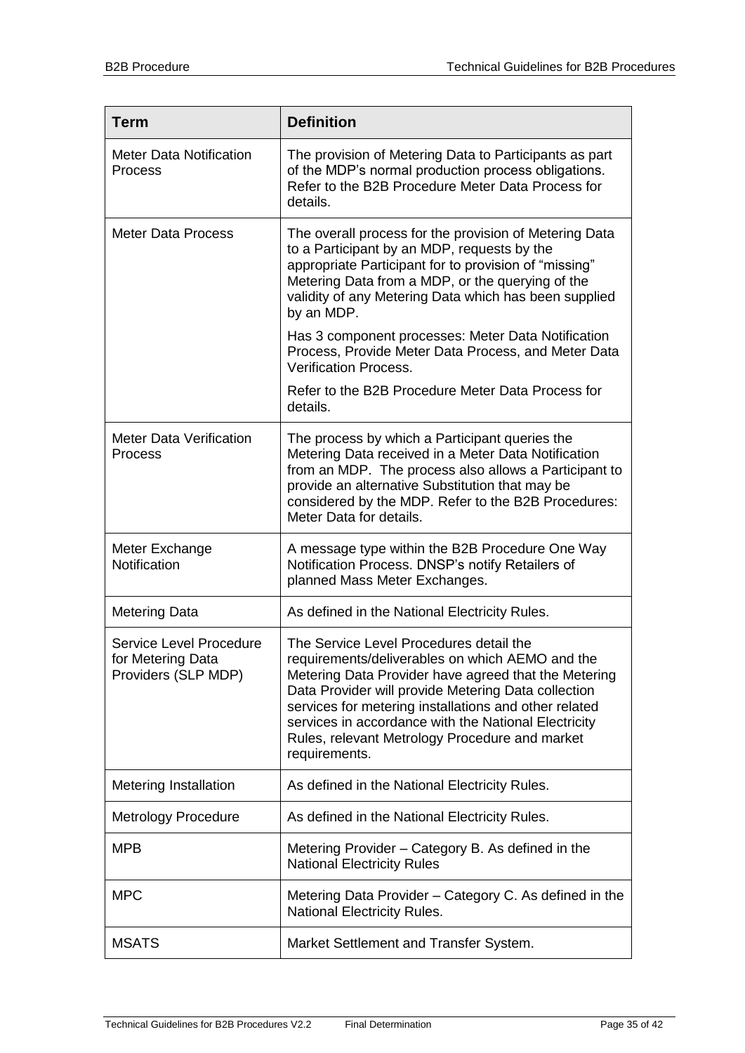| Term | Definition |
|---|---|
| Meter Data Notification Process | The provision of Metering Data to Participants as part of the MDP's normal production process obligations. Refer to the B2B Procedure Meter Data Process for details. |
| Meter Data Process | The overall process for the provision of Metering Data to a Participant by an MDP, requests by the appropriate Participant for to provision of "missing" Metering Data from a MDP, or the querying of the validity of any Metering Data which has been supplied by an MDP.<br><br>Has 3 component processes: Meter Data Notification Process, Provide Meter Data Process, and Meter Data Verification Process.<br><br>Refer to the B2B Procedure Meter Data Process for details. |
| Meter Data Verification Process | The process by which a Participant queries the Metering Data received in a Meter Data Notification from an MDP. The process also allows a Participant to provide an alternative Substitution that may be considered by the MDP. Refer to the B2B Procedures: Meter Data for details. |
| Meter Exchange Notification | A message type within the B2B Procedure One Way Notification Process. DNSP's notify Retailers of planned Mass Meter Exchanges. |
| Metering Data | As defined in the National Electricity Rules. |
| Service Level Procedure for Metering Data Providers (SLP MDP) | The Service Level Procedures detail the requirements/deliverables on which AEMO and the Metering Data Provider have agreed that the Metering Data Provider will provide Metering Data collection services for metering installations and other related services in accordance with the National Electricity Rules, relevant Metrology Procedure and market requirements. |
| Metering Installation | As defined in the National Electricity Rules. |
| Metrology Procedure | As defined in the National Electricity Rules. |
| MPB | Metering Provider – Category B. As defined in the National Electricity Rules |
| MPC | Metering Data Provider – Category C. As defined in the National Electricity Rules. |
| MSATS | Market Settlement and Transfer System. |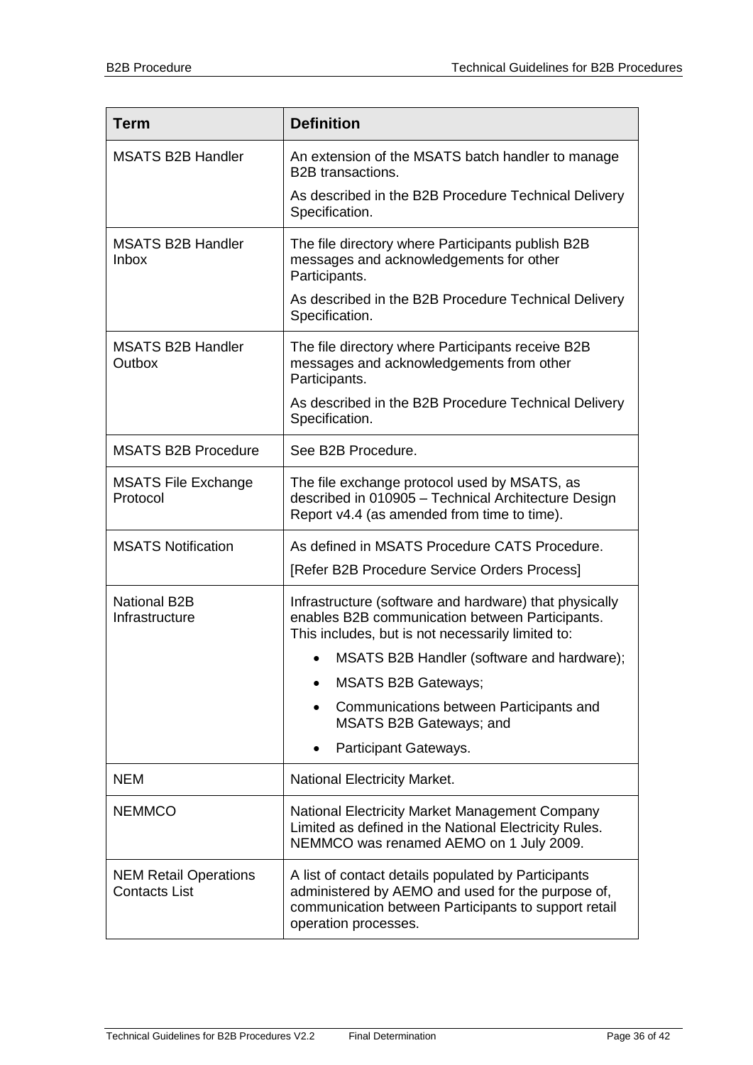| Term | Definition |
|---|---|
| MSATS B2B Handler | An extension of the MSATS batch handler to manage B2B transactions.<br><br>As described in the B2B Procedure Technical Delivery Specification. |
| MSATS B2B Handler Inbox | The file directory where Participants publish B2B messages and acknowledgements for other Participants.<br><br>As described in the B2B Procedure Technical Delivery Specification. |
| MSATS B2B Handler Outbox | The file directory where Participants receive B2B messages and acknowledgements from other Participants.<br><br>As described in the B2B Procedure Technical Delivery Specification. |
| MSATS B2B Procedure | See B2B Procedure. |
| MSATS File Exchange Protocol | The file exchange protocol used by MSATS, as described in 010905 – Technical Architecture Design Report v4.4 (as amended from time to time). |
| MSATS Notification | As defined in MSATS Procedure CATS Procedure.<br><br>[Refer B2B Procedure Service Orders Process] |
| National B2B Infrastructure | Infrastructure (software and hardware) that physically enables B2B communication between Participants. This includes, but is not necessarily limited to:<br><br>• MSATS B2B Handler (software and hardware);<br>• MSATS B2B Gateways;<br>• Communications between Participants and MSATS B2B Gateways; and<br>• Participant Gateways. |
| NEM | National Electricity Market. |
| NEMMCO | National Electricity Market Management Company Limited as defined in the National Electricity Rules. NEMMCO was renamed AEMO on 1 July 2009. |
| NEM Retail Operations Contacts List | A list of contact details populated by Participants administered by AEMO and used for the purpose of, communication between Participants to support retail operation processes. |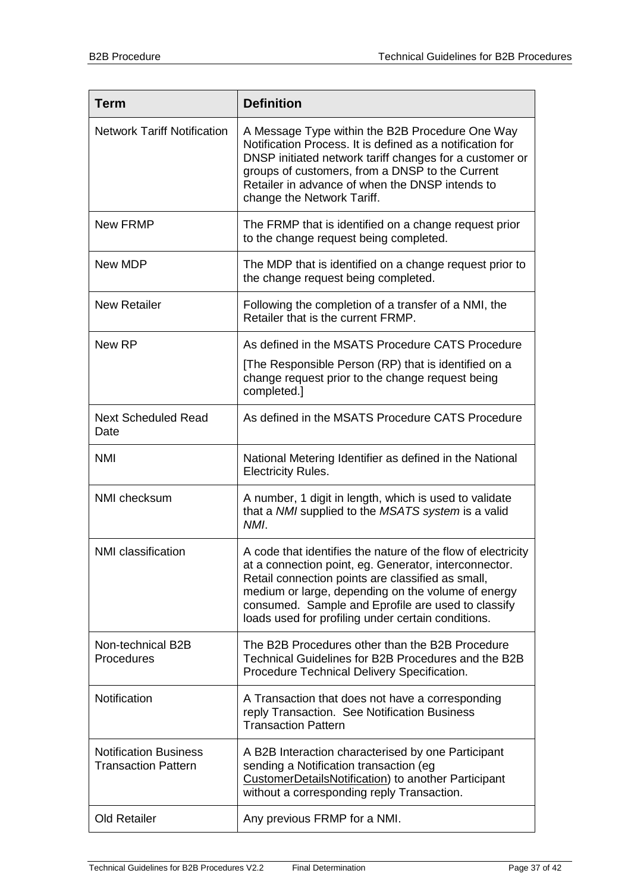| Term | Definition |
|---|---|
| Network Tariff Notification | A Message Type within the B2B Procedure One Way Notification Process. It is defined as a notification for DNSP initiated network tariff changes for a customer or groups of customers, from a DNSP to the Current Retailer in advance of when the DNSP intends to change the Network Tariff. |
| New FRMP | The FRMP that is identified on a change request prior to the change request being completed. |
| New MDP | The MDP that is identified on a change request prior to the change request being completed. |
| New Retailer | Following the completion of a transfer of a NMI, the Retailer that is the current FRMP. |
| New RP | As defined in the MSATS Procedure CATS Procedure<br>[The Responsible Person (RP) that is identified on a change request prior to the change request being completed.] |
| Next Scheduled Read Date | As defined in the MSATS Procedure CATS Procedure |
| NMI | National Metering Identifier as defined in the National Electricity Rules. |
| NMI checksum | A number, 1 digit in length, which is used to validate that a *NMI* supplied to the *MSATS system* is a valid *NMI*. |
| NMI classification | A code that identifies the nature of the flow of electricity at a connection point, eg. Generator, interconnector. Retail connection points are classified as small, medium or large, depending on the volume of energy consumed. Sample and Eprofile are used to classify loads used for profiling under certain conditions. |
| Non-technical B2B Procedures | The B2B Procedures other than the B2B Procedure Technical Guidelines for B2B Procedures and the B2B Procedure Technical Delivery Specification. |
| Notification | A Transaction that does not have a corresponding reply Transaction. See Notification Business Transaction Pattern |
| Notification Business Transaction Pattern | A B2B Interaction characterised by one Participant sending a Notification transaction (eg CustomerDetailsNotification) to another Participant without a corresponding reply Transaction. |
| Old Retailer | Any previous FRMP for a NMI. |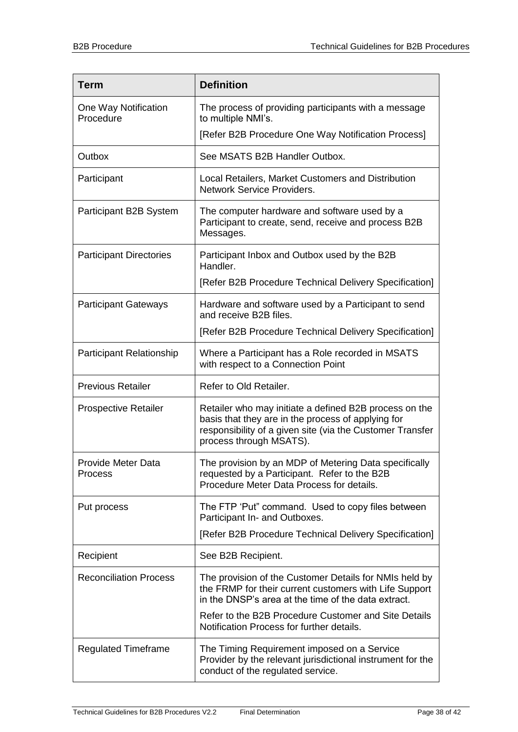| Term | Definition |
|---|---|
| One Way Notification Procedure | The process of providing participants with a message to multiple NMI's.<br>[Refer B2B Procedure One Way Notification Process] |
| Outbox | See MSATS B2B Handler Outbox. |
| Participant | Local Retailers, Market Customers and Distribution Network Service Providers. |
| Participant B2B System | The computer hardware and software used by a Participant to create, send, receive and process B2B Messages. |
| Participant Directories | Participant Inbox and Outbox used by the B2B Handler.<br>[Refer B2B Procedure Technical Delivery Specification] |
| Participant Gateways | Hardware and software used by a Participant to send and receive B2B files.<br>[Refer B2B Procedure Technical Delivery Specification] |
| Participant Relationship | Where a Participant has a Role recorded in MSATS with respect to a Connection Point |
| Previous Retailer | Refer to Old Retailer. |
| Prospective Retailer | Retailer who may initiate a defined B2B process on the basis that they are in the process of applying for responsibility of a given site (via the Customer Transfer process through MSATS). |
| Provide Meter Data Process | The provision by an MDP of Metering Data specifically requested by a Participant. Refer to the B2B Procedure Meter Data Process for details. |
| Put process | The FTP 'Put" command. Used to copy files between Participant In- and Outboxes.<br>[Refer B2B Procedure Technical Delivery Specification] |
| Recipient | See B2B Recipient. |
| Reconciliation Process | The provision of the Customer Details for NMIs held by the FRMP for their current customers with Life Support in the DNSP's area at the time of the data extract.<br>Refer to the B2B Procedure Customer and Site Details Notification Process for further details. |
| Regulated Timeframe | The Timing Requirement imposed on a Service Provider by the relevant jurisdictional instrument for the conduct of the regulated service. |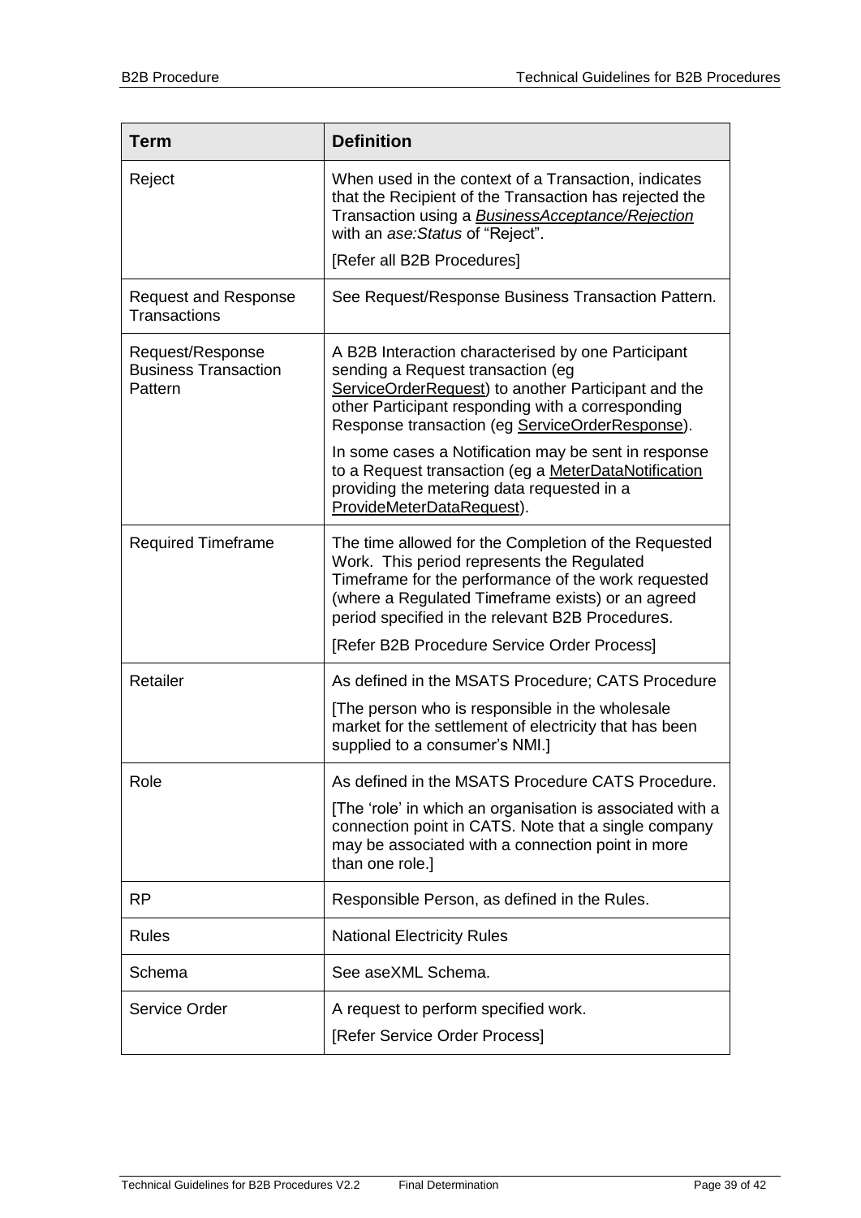| Term | Definition |
|---|---|
| Reject | When used in the context of a Transaction, indicates that the Recipient of the Transaction has rejected the Transaction using a ***BusinessAcceptance/Rejection*** with an *ase:Status* of "Reject".<br><br>[Refer all B2B Procedures] |
| Request and Response Transactions | See Request/Response Business Transaction Pattern. |
| Request/Response Business Transaction Pattern | A B2B Interaction characterised by one Participant sending a Request transaction (eg ServiceOrderRequest) to another Participant and the other Participant responding with a corresponding Response transaction (eg ServiceOrderResponse).<br><br>In some cases a Notification may be sent in response to a Request transaction (eg a MeterDataNotification providing the metering data requested in a ProvideMeterDataRequest). |
| Required Timeframe | The time allowed for the Completion of the Requested Work. This period represents the Regulated Timeframe for the performance of the work requested (where a Regulated Timeframe exists) or an agreed period specified in the relevant B2B Procedures.<br><br>[Refer B2B Procedure Service Order Process] |
| Retailer | As defined in the MSATS Procedure; CATS Procedure<br><br>[The person who is responsible in the wholesale market for the settlement of electricity that has been supplied to a consumer's NMI.] |
| Role | As defined in the MSATS Procedure CATS Procedure.<br><br>[The 'role' in which an organisation is associated with a connection point in CATS. Note that a single company may be associated with a connection point in more than one role.] |
| RP | Responsible Person, as defined in the Rules. |
| Rules | National Electricity Rules |
| Schema | See aseXML Schema. |
| Service Order | A request to perform specified work.<br><br>[Refer Service Order Process] |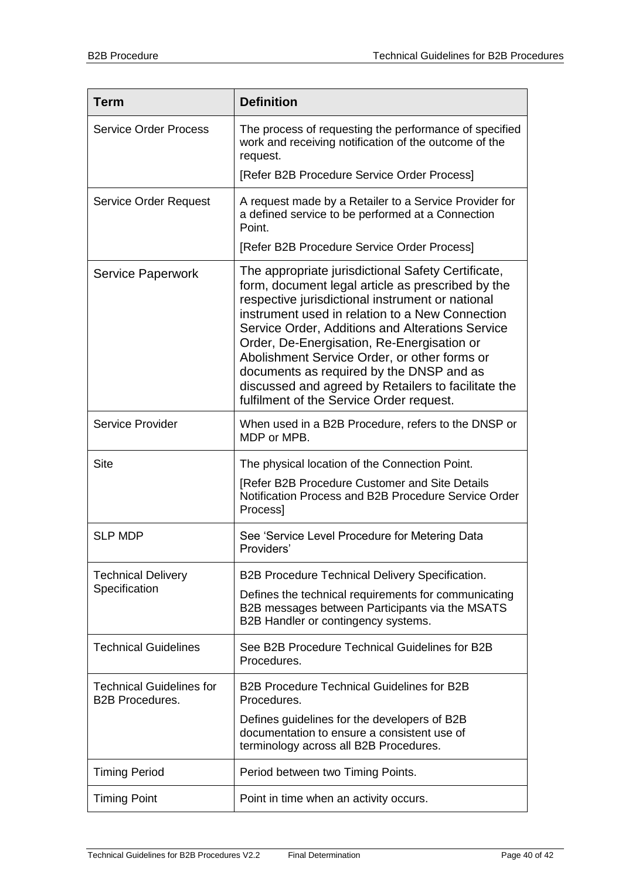| Term | Definition |
| --- | --- |
| Service Order Process | The process of requesting the performance of specified work and receiving notification of the outcome of the request.<br><br>[Refer B2B Procedure Service Order Process] |
| Service Order Request | A request made by a Retailer to a Service Provider for a defined service to be performed at a Connection Point.<br><br>[Refer B2B Procedure Service Order Process] |
| Service Paperwork | The appropriate jurisdictional Safety Certificate, form, document legal article as prescribed by the respective jurisdictional instrument or national instrument used in relation to a New Connection Service Order, Additions and Alterations Service Order, De-Energisation, Re-Energisation or Abolishment Service Order, or other forms or documents as required by the DNSP and as discussed and agreed by Retailers to facilitate the fulfilment of the Service Order request. |
| Service Provider | When used in a B2B Procedure, refers to the DNSP or MDP or MPB. |
| Site | The physical location of the Connection Point.<br><br>[Refer B2B Procedure Customer and Site Details Notification Process and B2B Procedure Service Order Process] |
| SLP MDP | See 'Service Level Procedure for Metering Data Providers' |
| Technical Delivery Specification | B2B Procedure Technical Delivery Specification.<br><br>Defines the technical requirements for communicating B2B messages between Participants via the MSATS B2B Handler or contingency systems. |
| Technical Guidelines | See B2B Procedure Technical Guidelines for B2B Procedures. |
| Technical Guidelines for B2B Procedures. | B2B Procedure Technical Guidelines for B2B Procedures.<br><br>Defines guidelines for the developers of B2B documentation to ensure a consistent use of terminology across all B2B Procedures. |
| Timing Period | Period between two Timing Points. |
| Timing Point | Point in time when an activity occurs. |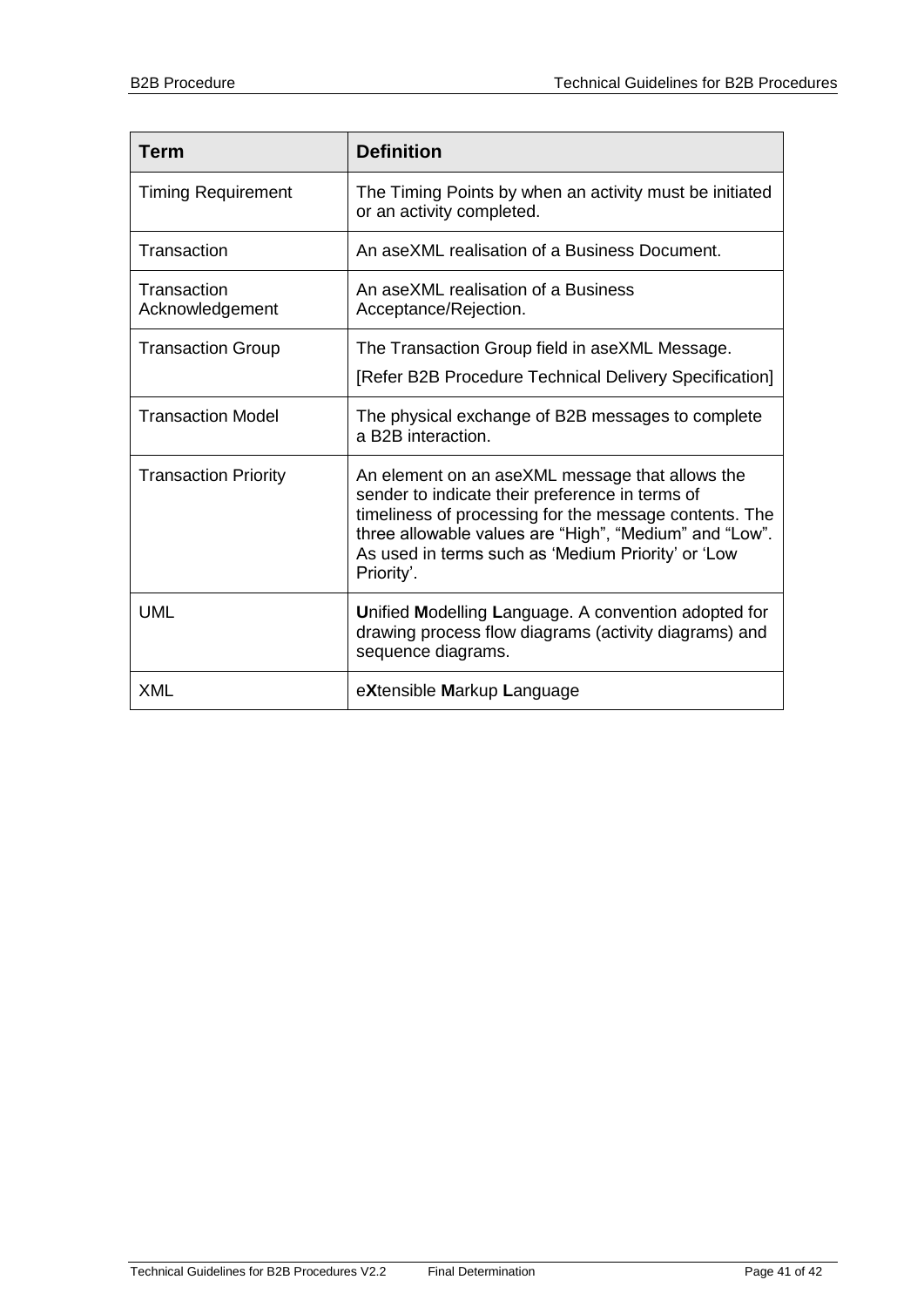| Term | Definition |
|---|---|
| Timing Requirement | The Timing Points by when an activity must be initiated or an activity completed. |
| Transaction | An aseXML realisation of a Business Document. |
| Transaction Acknowledgement | An aseXML realisation of a Business Acceptance/Rejection. |
| Transaction Group | The Transaction Group field in aseXML Message.<br>[Refer B2B Procedure Technical Delivery Specification] |
| Transaction Model | The physical exchange of B2B messages to complete a B2B interaction. |
| Transaction Priority | An element on an aseXML message that allows the sender to indicate their preference in terms of timeliness of processing for the message contents. The three allowable values are "High", "Medium" and "Low". As used in terms such as 'Medium Priority' or 'Low Priority'. |
| UML | **U**nified **M**odelling **L**anguage. A convention adopted for drawing process flow diagrams (activity diagrams) and sequence diagrams. |
| XML | e**X**tensible **M**arkup **L**anguage |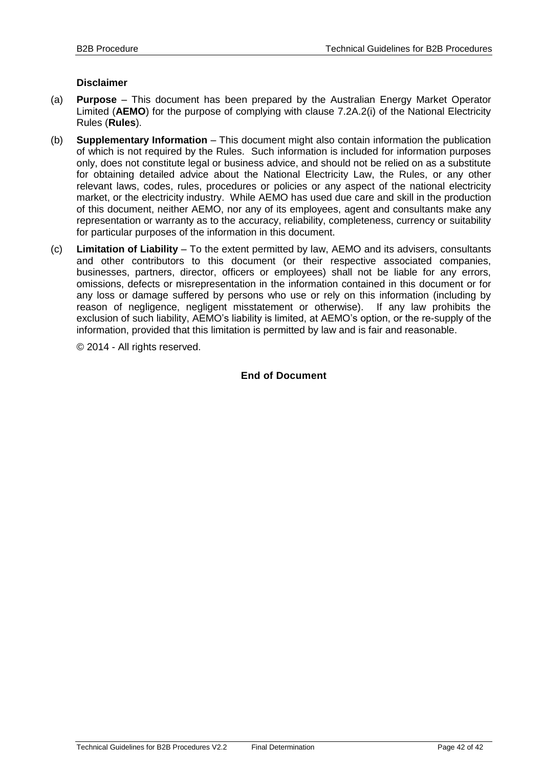**Disclaimer**

(a) **Purpose** – This document has been prepared by the Australian Energy Market Operator Limited (**AEMO**) for the purpose of complying with clause 7.2A.2(i) of the National Electricity Rules (**Rules**).

(b) **Supplementary Information** – This document might also contain information the publication of which is not required by the Rules. Such information is included for information purposes only, does not constitute legal or business advice, and should not be relied on as a substitute for obtaining detailed advice about the National Electricity Law, the Rules, or any other relevant laws, codes, rules, procedures or policies or any aspect of the national electricity market, or the electricity industry. While AEMO has used due care and skill in the production of this document, neither AEMO, nor any of its employees, agent and consultants make any representation or warranty as to the accuracy, reliability, completeness, currency or suitability for particular purposes of the information in this document.

(c) **Limitation of Liability** – To the extent permitted by law, AEMO and its advisers, consultants and other contributors to this document (or their respective associated companies, businesses, partners, director, officers or employees) shall not be liable for any errors, omissions, defects or misrepresentation in the information contained in this document or for any loss or damage suffered by persons who use or rely on this information (including by reason of negligence, negligent misstatement or otherwise). If any law prohibits the exclusion of such liability, AEMO's liability is limited, at AEMO's option, or the re-supply of the information, provided that this limitation is permitted by law and is fair and reasonable.

© 2014 - All rights reserved.

**End of Document**